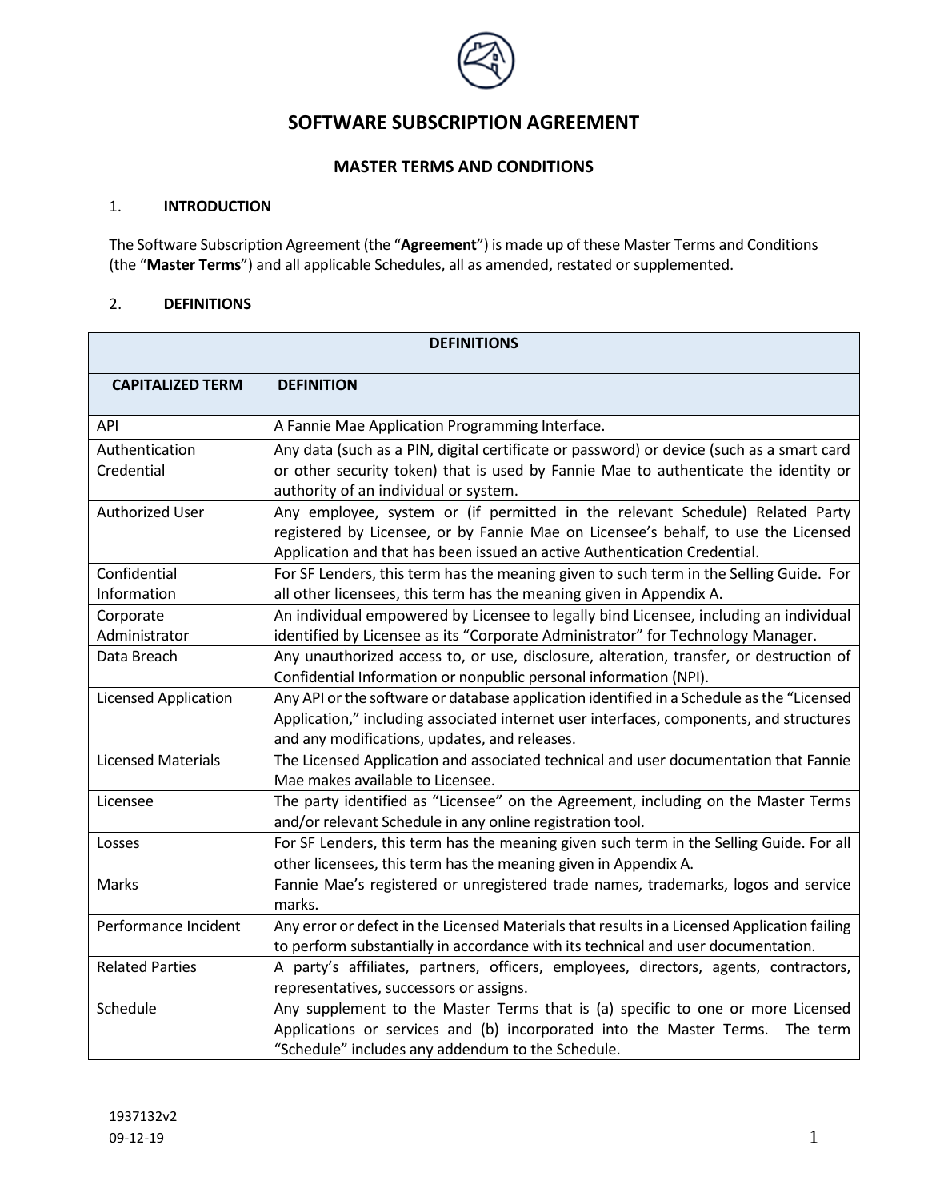# SOFTWARE SUBSCRIPTION AGREEMENT

## MASTER TERMS AND CONDITIONS

### 1. INTRODUCTION

The Software Subscription Agreement (the "**Agreement**") is made up of these Master Terms and Conditions (the "**Master Terms**") and all applicable Schedules, all as amended, restated or supplemented.

### 2. DEFINITIONS

| DEFINITIONS | |
|---|---|
| **CAPITALIZED TERM** | **DEFINITION** |
| API | A Fannie Mae Application Programming Interface. |
| Authentication Credential | Any data (such as a PIN, digital certificate or password) or device (such as a smart card or other security token) that is used by Fannie Mae to authenticate the identity or authority of an individual or system. |
| Authorized User | Any employee, system or (if permitted in the relevant Schedule) Related Party registered by Licensee, or by Fannie Mae on Licensee's behalf, to use the Licensed Application and that has been issued an active Authentication Credential. |
| Confidential Information | For SF Lenders, this term has the meaning given to such term in the Selling Guide. For all other licensees, this term has the meaning given in Appendix A. |
| Corporate Administrator | An individual empowered by Licensee to legally bind Licensee, including an individual identified by Licensee as its "Corporate Administrator" for Technology Manager. |
| Data Breach | Any unauthorized access to, or use, disclosure, alteration, transfer, or destruction of Confidential Information or nonpublic personal information (NPI). |
| Licensed Application | Any API or the software or database application identified in a Schedule as the "Licensed Application," including associated internet user interfaces, components, and structures and any modifications, updates, and releases. |
| Licensed Materials | The Licensed Application and associated technical and user documentation that Fannie Mae makes available to Licensee. |
| Licensee | The party identified as "Licensee" on the Agreement, including on the Master Terms and/or relevant Schedule in any online registration tool. |
| Losses | For SF Lenders, this term has the meaning given such term in the Selling Guide. For all other licensees, this term has the meaning given in Appendix A. |
| Marks | Fannie Mae's registered or unregistered trade names, trademarks, logos and service marks. |
| Performance Incident | Any error or defect in the Licensed Materials that results in a Licensed Application failing to perform substantially in accordance with its technical and user documentation. |
| Related Parties | A party's affiliates, partners, officers, employees, directors, agents, contractors, representatives, successors or assigns. |
| Schedule | Any supplement to the Master Terms that is (a) specific to one or more Licensed Applications or services and (b) incorporated into the Master Terms. The term "Schedule" includes any addendum to the Schedule. |

1937132v2
09-12-19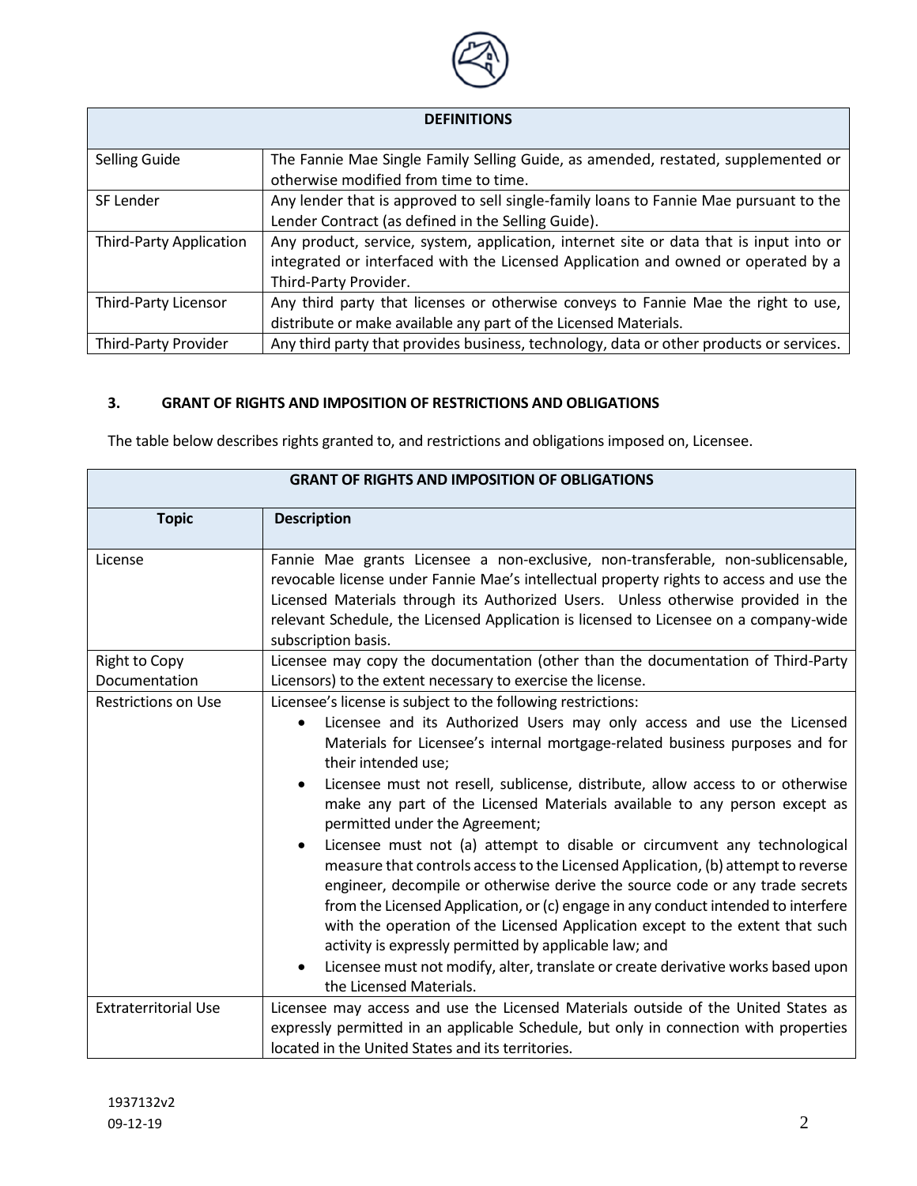| DEFINITIONS | |
|---|---|
| Selling Guide | The Fannie Mae Single Family Selling Guide, as amended, restated, supplemented or otherwise modified from time to time. |
| SF Lender | Any lender that is approved to sell single-family loans to Fannie Mae pursuant to the Lender Contract (as defined in the Selling Guide). |
| Third-Party Application | Any product, service, system, application, internet site or data that is input into or integrated or interfaced with the Licensed Application and owned or operated by a Third-Party Provider. |
| Third-Party Licensor | Any third party that licenses or otherwise conveys to Fannie Mae the right to use, distribute or make available any part of the Licensed Materials. |
| Third-Party Provider | Any third party that provides business, technology, data or other products or services. |

## 3. GRANT OF RIGHTS AND IMPOSITION OF RESTRICTIONS AND OBLIGATIONS

The table below describes rights granted to, and restrictions and obligations imposed on, Licensee.

| GRANT OF RIGHTS AND IMPOSITION OF OBLIGATIONS | |
|---|---|
| **Topic** | **Description** |
| License | Fannie Mae grants Licensee a non-exclusive, non-transferable, non-sublicensable, revocable license under Fannie Mae's intellectual property rights to access and use the Licensed Materials through its Authorized Users. Unless otherwise provided in the relevant Schedule, the Licensed Application is licensed to Licensee on a company-wide subscription basis. |
| Right to Copy Documentation | Licensee may copy the documentation (other than the documentation of Third-Party Licensors) to the extent necessary to exercise the license. |
| Restrictions on Use | Licensee's license is subject to the following restrictions:<br>• Licensee and its Authorized Users may only access and use the Licensed Materials for Licensee's internal mortgage-related business purposes and for their intended use;<br>• Licensee must not resell, sublicense, distribute, allow access to or otherwise make any part of the Licensed Materials available to any person except as permitted under the Agreement;<br>• Licensee must not (a) attempt to disable or circumvent any technological measure that controls access to the Licensed Application, (b) attempt to reverse engineer, decompile or otherwise derive the source code or any trade secrets from the Licensed Application, or (c) engage in any conduct intended to interfere with the operation of the Licensed Application except to the extent that such activity is expressly permitted by applicable law; and<br>• Licensee must not modify, alter, translate or create derivative works based upon the Licensed Materials. |
| Extraterritorial Use | Licensee may access and use the Licensed Materials outside of the United States as expressly permitted in an applicable Schedule, but only in connection with properties located in the United States and its territories. |

1937132v2
09-12-19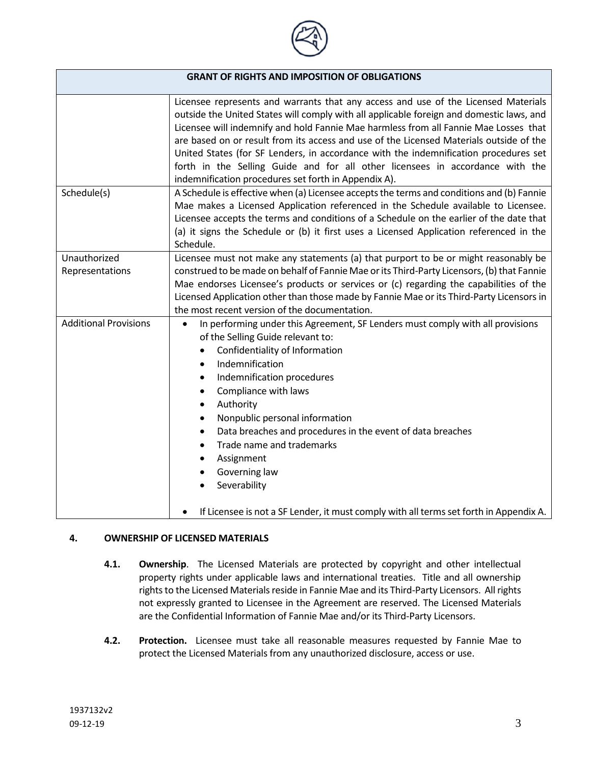| GRANT OF RIGHTS AND IMPOSITION OF OBLIGATIONS | |
|---|---|
| | Licensee represents and warrants that any access and use of the Licensed Materials outside the United States will comply with all applicable foreign and domestic laws, and Licensee will indemnify and hold Fannie Mae harmless from all Fannie Mae Losses that are based on or result from its access and use of the Licensed Materials outside of the United States (for SF Lenders, in accordance with the indemnification procedures set forth in the Selling Guide and for all other licensees in accordance with the indemnification procedures set forth in Appendix A). |
| Schedule(s) | A Schedule is effective when (a) Licensee accepts the terms and conditions and (b) Fannie Mae makes a Licensed Application referenced in the Schedule available to Licensee. Licensee accepts the terms and conditions of a Schedule on the earlier of the date that (a) it signs the Schedule or (b) it first uses a Licensed Application referenced in the Schedule. |
| Unauthorized Representations | Licensee must not make any statements (a) that purport to be or might reasonably be construed to be made on behalf of Fannie Mae or its Third-Party Licensors, (b) that Fannie Mae endorses Licensee's products or services or (c) regarding the capabilities of the Licensed Application other than those made by Fannie Mae or its Third-Party Licensors in the most recent version of the documentation. |
| Additional Provisions | • In performing under this Agreement, SF Lenders must comply with all provisions of the Selling Guide relevant to:<br>◦ Confidentiality of Information<br>◦ Indemnification<br>◦ Indemnification procedures<br>◦ Compliance with laws<br>◦ Authority<br>◦ Nonpublic personal information<br>◦ Data breaches and procedures in the event of data breaches<br>◦ Trade name and trademarks<br>◦ Assignment<br>◦ Governing law<br>◦ Severability<br><br>• If Licensee is not a SF Lender, it must comply with all terms set forth in Appendix A. |

## 4. OWNERSHIP OF LICENSED MATERIALS

**4.1. Ownership**. The Licensed Materials are protected by copyright and other intellectual property rights under applicable laws and international treaties. Title and all ownership rights to the Licensed Materials reside in Fannie Mae and its Third-Party Licensors. All rights not expressly granted to Licensee in the Agreement are reserved. The Licensed Materials are the Confidential Information of Fannie Mae and/or its Third-Party Licensors.

**4.2. Protection.** Licensee must take all reasonable measures requested by Fannie Mae to protect the Licensed Materials from any unauthorized disclosure, access or use.

1937132v2
09-12-19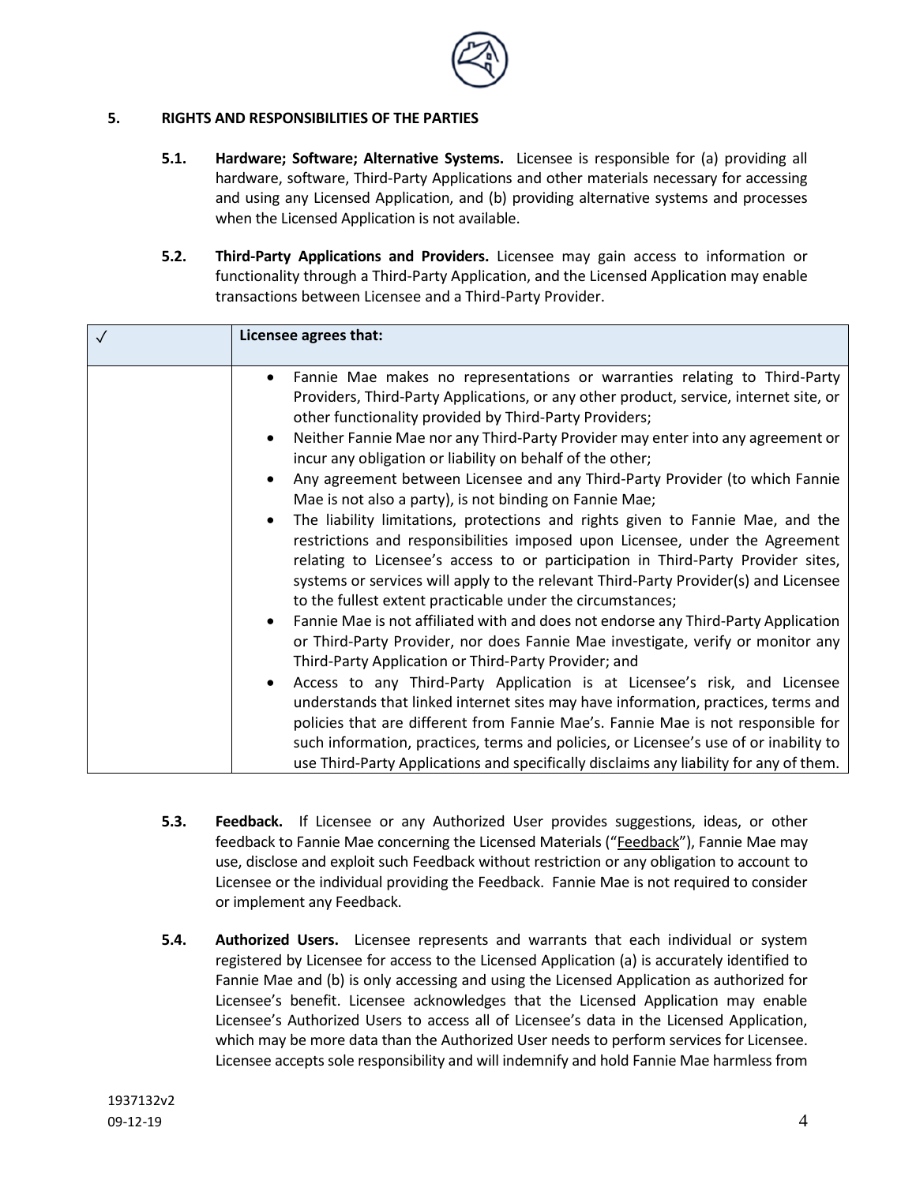## 5. RIGHTS AND RESPONSIBILITIES OF THE PARTIES

**5.1. Hardware; Software; Alternative Systems.** Licensee is responsible for (a) providing all hardware, software, Third-Party Applications and other materials necessary for accessing and using any Licensed Application, and (b) providing alternative systems and processes when the Licensed Application is not available.

**5.2. Third-Party Applications and Providers.** Licensee may gain access to information or functionality through a Third-Party Application, and the Licensed Application may enable transactions between Licensee and a Third-Party Provider.

| ✓ | **Licensee agrees that:** |
|---|---|
| | • Fannie Mae makes no representations or warranties relating to Third-Party Providers, Third-Party Applications, or any other product, service, internet site, or other functionality provided by Third-Party Providers;<br>• Neither Fannie Mae nor any Third-Party Provider may enter into any agreement or incur any obligation or liability on behalf of the other;<br>• Any agreement between Licensee and any Third-Party Provider (to which Fannie Mae is not also a party), is not binding on Fannie Mae;<br>• The liability limitations, protections and rights given to Fannie Mae, and the restrictions and responsibilities imposed upon Licensee, under the Agreement relating to Licensee's access to or participation in Third-Party Provider sites, systems or services will apply to the relevant Third-Party Provider(s) and Licensee to the fullest extent practicable under the circumstances;<br>• Fannie Mae is not affiliated with and does not endorse any Third-Party Application or Third-Party Provider, nor does Fannie Mae investigate, verify or monitor any Third-Party Application or Third-Party Provider; and<br>• Access to any Third-Party Application is at Licensee's risk, and Licensee understands that linked internet sites may have information, practices, terms and policies that are different from Fannie Mae's. Fannie Mae is not responsible for such information, practices, terms and policies, or Licensee's use of or inability to use Third-Party Applications and specifically disclaims any liability for any of them. |

**5.3. Feedback.** If Licensee or any Authorized User provides suggestions, ideas, or other feedback to Fannie Mae concerning the Licensed Materials ("Feedback"), Fannie Mae may use, disclose and exploit such Feedback without restriction or any obligation to account to Licensee or the individual providing the Feedback. Fannie Mae is not required to consider or implement any Feedback.

**5.4. Authorized Users.** Licensee represents and warrants that each individual or system registered by Licensee for access to the Licensed Application (a) is accurately identified to Fannie Mae and (b) is only accessing and using the Licensed Application as authorized for Licensee's benefit. Licensee acknowledges that the Licensed Application may enable Licensee's Authorized Users to access all of Licensee's data in the Licensed Application, which may be more data than the Authorized User needs to perform services for Licensee. Licensee accepts sole responsibility and will indemnify and hold Fannie Mae harmless from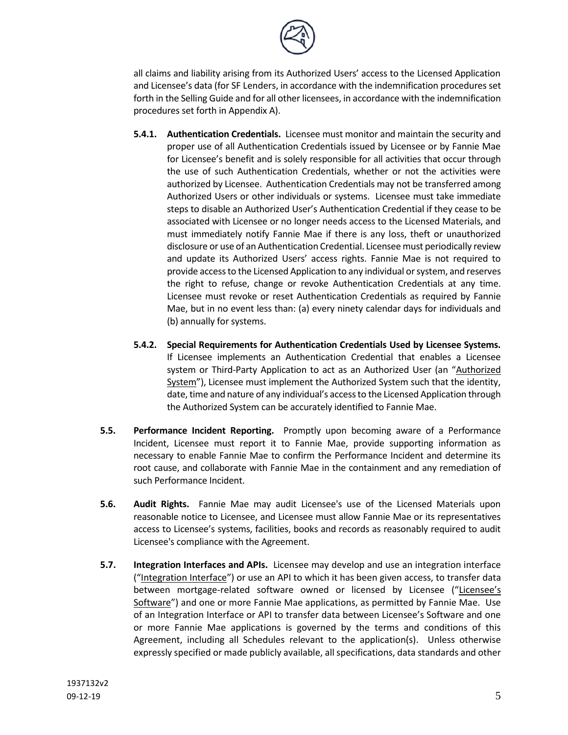all claims and liability arising from its Authorized Users' access to the Licensed Application and Licensee's data (for SF Lenders, in accordance with the indemnification procedures set forth in the Selling Guide and for all other licensees, in accordance with the indemnification procedures set forth in Appendix A).

**5.4.1. Authentication Credentials.** Licensee must monitor and maintain the security and proper use of all Authentication Credentials issued by Licensee or by Fannie Mae for Licensee's benefit and is solely responsible for all activities that occur through the use of such Authentication Credentials, whether or not the activities were authorized by Licensee. Authentication Credentials may not be transferred among Authorized Users or other individuals or systems. Licensee must take immediate steps to disable an Authorized User's Authentication Credential if they cease to be associated with Licensee or no longer needs access to the Licensed Materials, and must immediately notify Fannie Mae if there is any loss, theft or unauthorized disclosure or use of an Authentication Credential. Licensee must periodically review and update its Authorized Users' access rights. Fannie Mae is not required to provide access to the Licensed Application to any individual or system, and reserves the right to refuse, change or revoke Authentication Credentials at any time. Licensee must revoke or reset Authentication Credentials as required by Fannie Mae, but in no event less than: (a) every ninety calendar days for individuals and (b) annually for systems.

**5.4.2. Special Requirements for Authentication Credentials Used by Licensee Systems.** If Licensee implements an Authentication Credential that enables a Licensee system or Third-Party Application to act as an Authorized User (an "Authorized System"), Licensee must implement the Authorized System such that the identity, date, time and nature of any individual's access to the Licensed Application through the Authorized System can be accurately identified to Fannie Mae.

**5.5. Performance Incident Reporting.** Promptly upon becoming aware of a Performance Incident, Licensee must report it to Fannie Mae, provide supporting information as necessary to enable Fannie Mae to confirm the Performance Incident and determine its root cause, and collaborate with Fannie Mae in the containment and any remediation of such Performance Incident.

**5.6. Audit Rights.** Fannie Mae may audit Licensee's use of the Licensed Materials upon reasonable notice to Licensee, and Licensee must allow Fannie Mae or its representatives access to Licensee's systems, facilities, books and records as reasonably required to audit Licensee's compliance with the Agreement.

**5.7. Integration Interfaces and APIs.** Licensee may develop and use an integration interface ("Integration Interface") or use an API to which it has been given access, to transfer data between mortgage-related software owned or licensed by Licensee ("Licensee's Software") and one or more Fannie Mae applications, as permitted by Fannie Mae. Use of an Integration Interface or API to transfer data between Licensee's Software and one or more Fannie Mae applications is governed by the terms and conditions of this Agreement, including all Schedules relevant to the application(s). Unless otherwise expressly specified or made publicly available, all specifications, data standards and other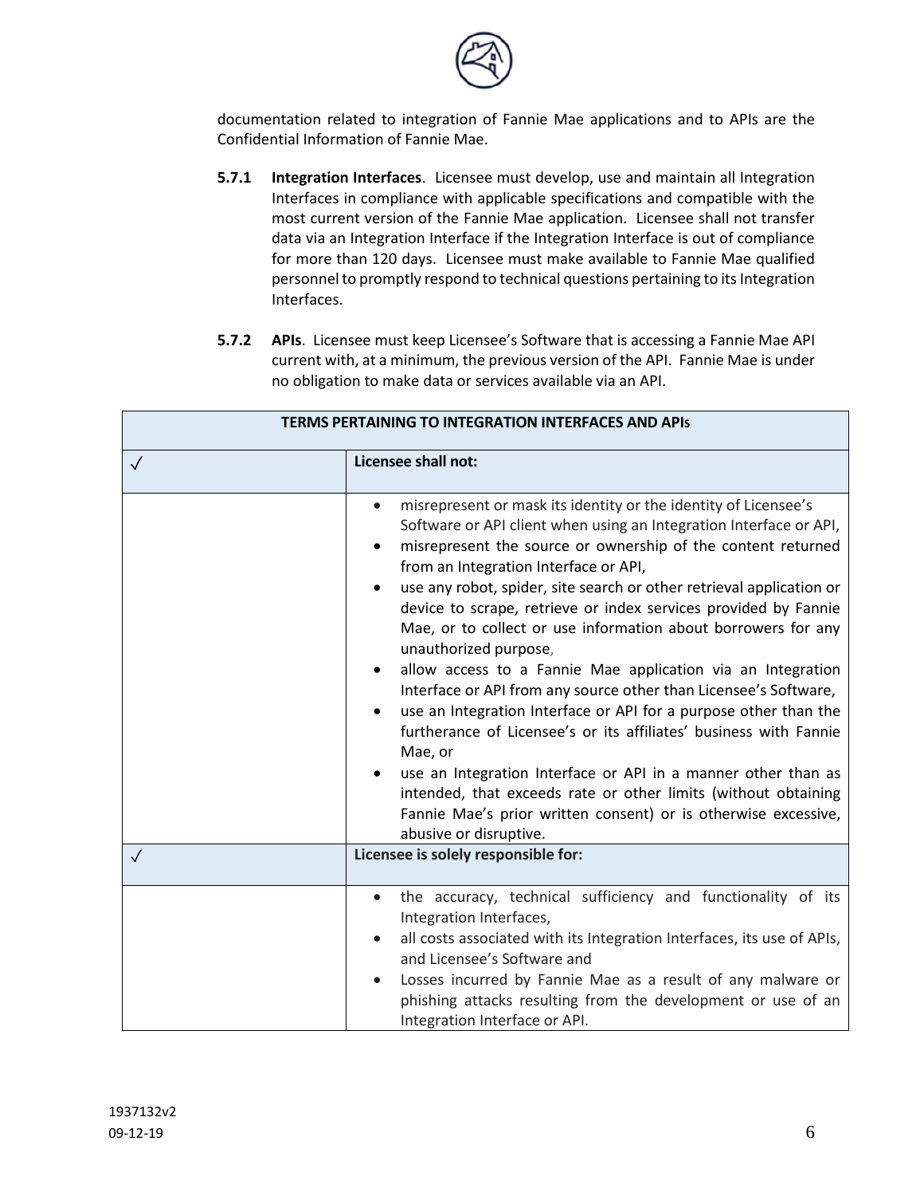documentation related to integration of Fannie Mae applications and to APIs are the Confidential Information of Fannie Mae.

**5.7.1 Integration Interfaces**. Licensee must develop, use and maintain all Integration Interfaces in compliance with applicable specifications and compatible with the most current version of the Fannie Mae application. Licensee shall not transfer data via an Integration Interface if the Integration Interface is out of compliance for more than 120 days. Licensee must make available to Fannie Mae qualified personnel to promptly respond to technical questions pertaining to its Integration Interfaces.

**5.7.2 APIs**. Licensee must keep Licensee's Software that is accessing a Fannie Mae API current with, at a minimum, the previous version of the API. Fannie Mae is under no obligation to make data or services available via an API.

| **TERMS PERTAINING TO INTEGRATION INTERFACES AND APIs** | |
|---|---|
| ✓ | **Licensee shall not:** |
| | • misrepresent or mask its identity or the identity of Licensee's Software or API client when using an Integration Interface or API,<br>• misrepresent the source or ownership of the content returned from an Integration Interface or API,<br>• use any robot, spider, site search or other retrieval application or device to scrape, retrieve or index services provided by Fannie Mae, or to collect or use information about borrowers for any unauthorized purpose,<br>• allow access to a Fannie Mae application via an Integration Interface or API from any source other than Licensee's Software,<br>• use an Integration Interface or API for a purpose other than the furtherance of Licensee's or its affiliates' business with Fannie Mae, or<br>• use an Integration Interface or API in a manner other than as intended, that exceeds rate or other limits (without obtaining Fannie Mae's prior written consent) or is otherwise excessive, abusive or disruptive. |
| ✓ | **Licensee is solely responsible for:** |
| | • the accuracy, technical sufficiency and functionality of its Integration Interfaces,<br>• all costs associated with its Integration Interfaces, its use of APIs, and Licensee's Software and<br>• Losses incurred by Fannie Mae as a result of any malware or phishing attacks resulting from the development or use of an Integration Interface or API. |

1937132v2
09-12-19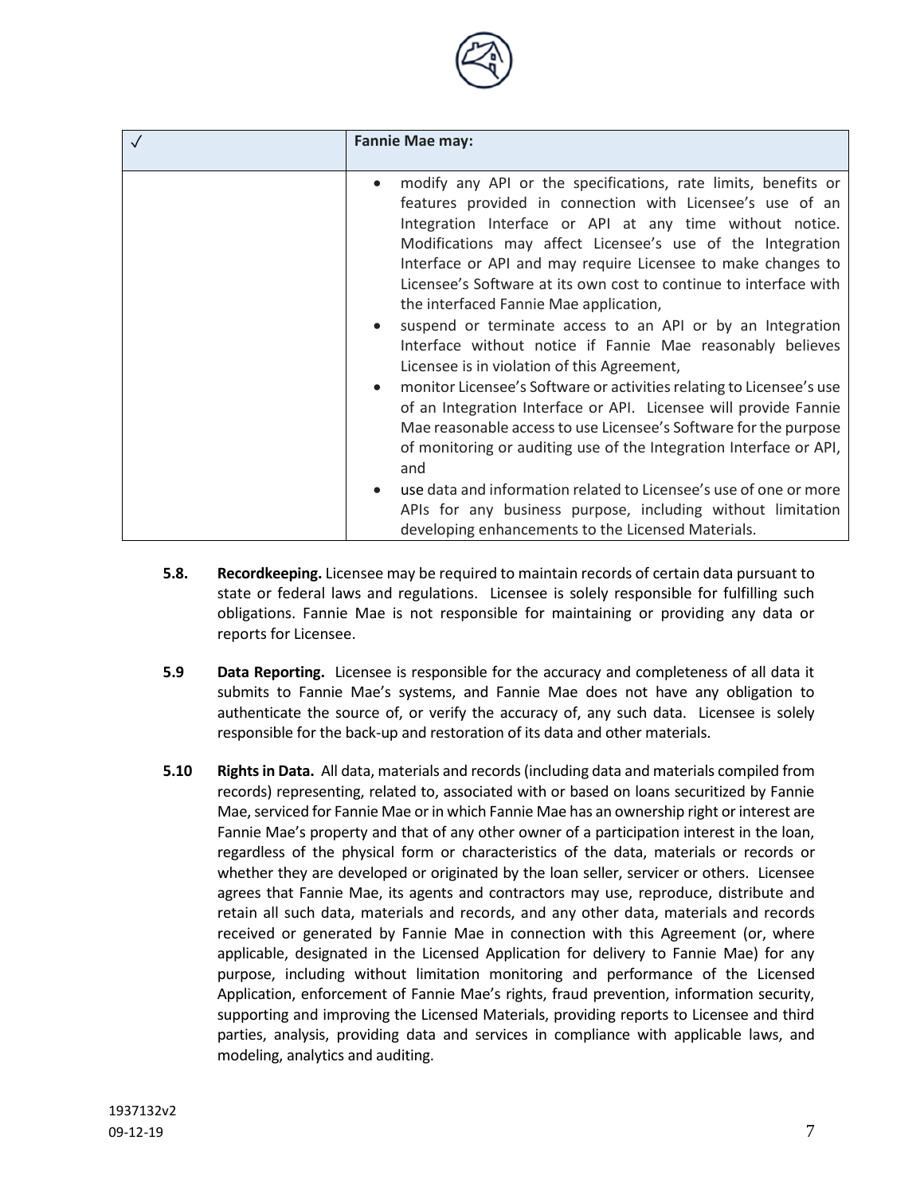| ✓ | Fannie Mae may: |
|---|---|
| | • modify any API or the specifications, rate limits, benefits or features provided in connection with Licensee's use of an Integration Interface or API at any time without notice. Modifications may affect Licensee's use of the Integration Interface or API and may require Licensee to make changes to Licensee's Software at its own cost to continue to interface with the interfaced Fannie Mae application,<br>• suspend or terminate access to an API or by an Integration Interface without notice if Fannie Mae reasonably believes Licensee is in violation of this Agreement,<br>• monitor Licensee's Software or activities relating to Licensee's use of an Integration Interface or API. Licensee will provide Fannie Mae reasonable access to use Licensee's Software for the purpose of monitoring or auditing use of the Integration Interface or API, and<br>• use data and information related to Licensee's use of one or more APIs for any business purpose, including without limitation developing enhancements to the Licensed Materials. |

**5.8. Recordkeeping.** Licensee may be required to maintain records of certain data pursuant to state or federal laws and regulations. Licensee is solely responsible for fulfilling such obligations. Fannie Mae is not responsible for maintaining or providing any data or reports for Licensee.

**5.9 Data Reporting.** Licensee is responsible for the accuracy and completeness of all data it submits to Fannie Mae's systems, and Fannie Mae does not have any obligation to authenticate the source of, or verify the accuracy of, any such data. Licensee is solely responsible for the back-up and restoration of its data and other materials.

**5.10 Rights in Data.** All data, materials and records (including data and materials compiled from records) representing, related to, associated with or based on loans securitized by Fannie Mae, serviced for Fannie Mae or in which Fannie Mae has an ownership right or interest are Fannie Mae's property and that of any other owner of a participation interest in the loan, regardless of the physical form or characteristics of the data, materials or records or whether they are developed or originated by the loan seller, servicer or others. Licensee agrees that Fannie Mae, its agents and contractors may use, reproduce, distribute and retain all such data, materials and records, and any other data, materials and records received or generated by Fannie Mae in connection with this Agreement (or, where applicable, designated in the Licensed Application for delivery to Fannie Mae) for any purpose, including without limitation monitoring and performance of the Licensed Application, enforcement of Fannie Mae's rights, fraud prevention, information security, supporting and improving the Licensed Materials, providing reports to Licensee and third parties, analysis, providing data and services in compliance with applicable laws, and modeling, analytics and auditing.

1937132v2
09-12-19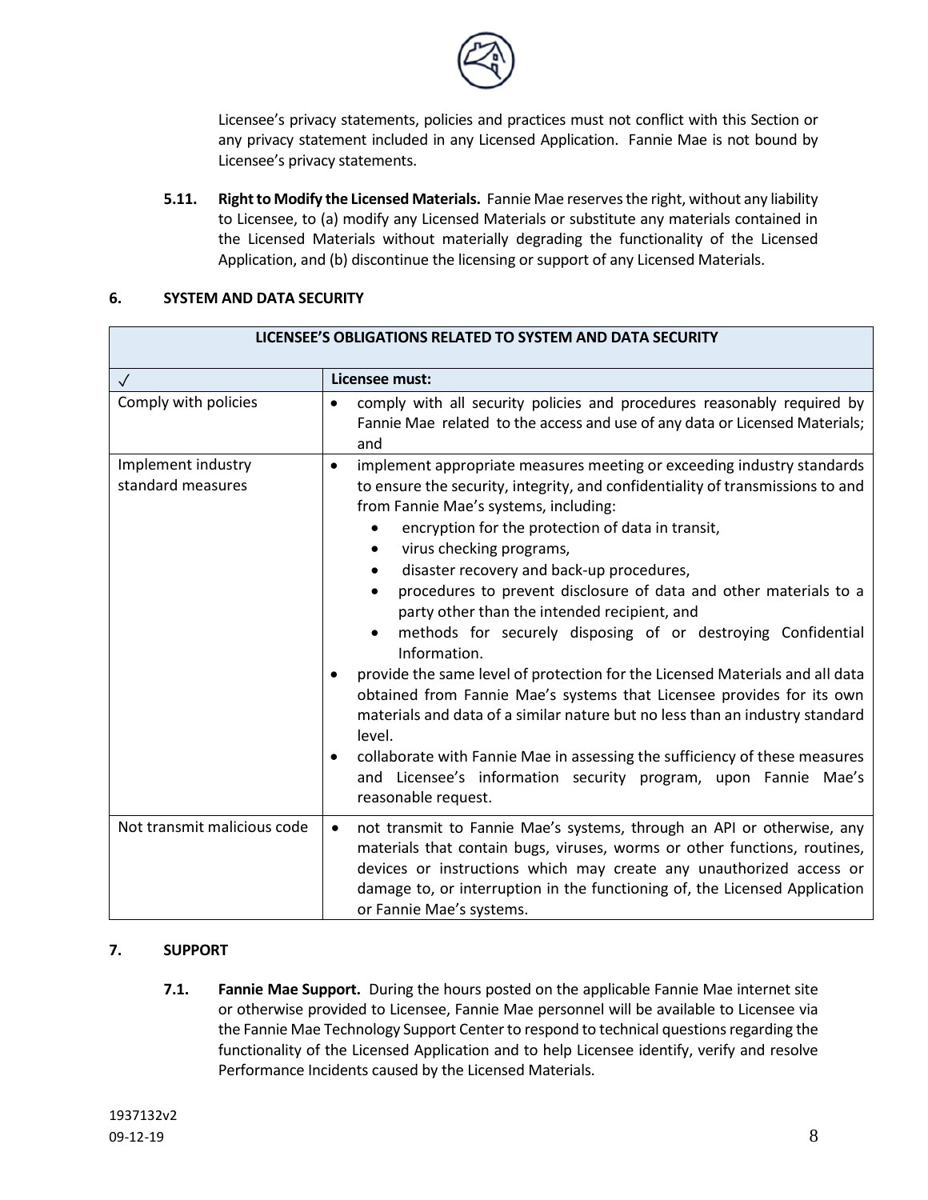Licensee's privacy statements, policies and practices must not conflict with this Section or any privacy statement included in any Licensed Application. Fannie Mae is not bound by Licensee's privacy statements.

**5.11. Right to Modify the Licensed Materials.** Fannie Mae reserves the right, without any liability to Licensee, to (a) modify any Licensed Materials or substitute any materials contained in the Licensed Materials without materially degrading the functionality of the Licensed Application, and (b) discontinue the licensing or support of any Licensed Materials.

## 6. SYSTEM AND DATA SECURITY

| LICENSEE'S OBLIGATIONS RELATED TO SYSTEM AND DATA SECURITY | |
|---|---|
| ✓ | **Licensee must:** |
| Comply with policies | • comply with all security policies and procedures reasonably required by Fannie Mae related to the access and use of any data or Licensed Materials; and |
| Implement industry standard measures | • implement appropriate measures meeting or exceeding industry standards to ensure the security, integrity, and confidentiality of transmissions to and from Fannie Mae's systems, including: <br>&nbsp;&nbsp;• encryption for the protection of data in transit, <br>&nbsp;&nbsp;• virus checking programs, <br>&nbsp;&nbsp;• disaster recovery and back-up procedures, <br>&nbsp;&nbsp;• procedures to prevent disclosure of data and other materials to a party other than the intended recipient, and <br>&nbsp;&nbsp;• methods for securely disposing of or destroying Confidential Information. <br>• provide the same level of protection for the Licensed Materials and all data obtained from Fannie Mae's systems that Licensee provides for its own materials and data of a similar nature but no less than an industry standard level. <br>• collaborate with Fannie Mae in assessing the sufficiency of these measures and Licensee's information security program, upon Fannie Mae's reasonable request. |
| Not transmit malicious code | • not transmit to Fannie Mae's systems, through an API or otherwise, any materials that contain bugs, viruses, worms or other functions, routines, devices or instructions which may create any unauthorized access or damage to, or interruption in the functioning of, the Licensed Application or Fannie Mae's systems. |

## 7. SUPPORT

**7.1. Fannie Mae Support.** During the hours posted on the applicable Fannie Mae internet site or otherwise provided to Licensee, Fannie Mae personnel will be available to Licensee via the Fannie Mae Technology Support Center to respond to technical questions regarding the functionality of the Licensed Application and to help Licensee identify, verify and resolve Performance Incidents caused by the Licensed Materials.

1937132v2
09-12-19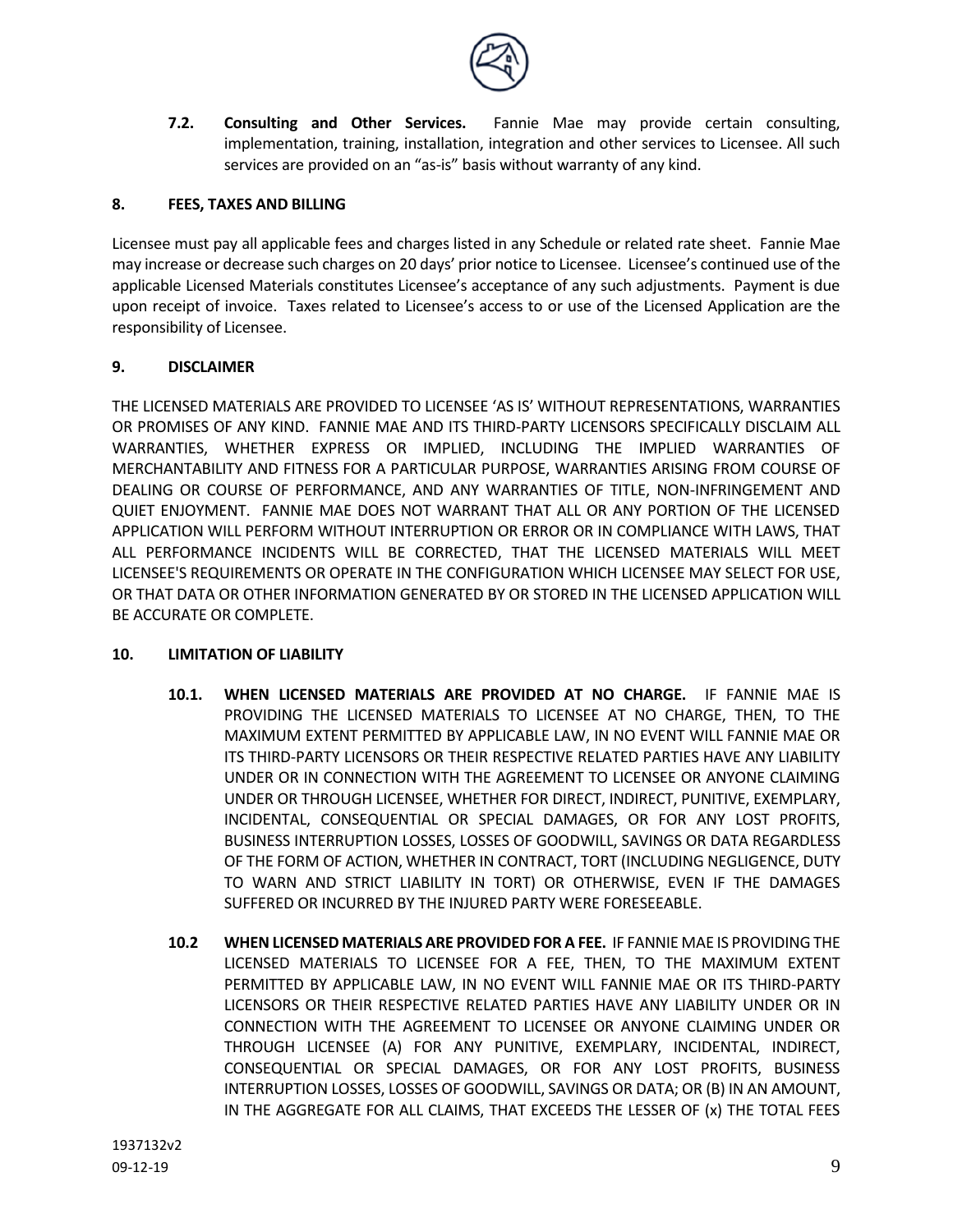**7.2. Consulting and Other Services.** Fannie Mae may provide certain consulting, implementation, training, installation, integration and other services to Licensee. All such services are provided on an "as-is" basis without warranty of any kind.

## 8. FEES, TAXES AND BILLING

Licensee must pay all applicable fees and charges listed in any Schedule or related rate sheet. Fannie Mae may increase or decrease such charges on 20 days' prior notice to Licensee. Licensee's continued use of the applicable Licensed Materials constitutes Licensee's acceptance of any such adjustments. Payment is due upon receipt of invoice. Taxes related to Licensee's access to or use of the Licensed Application are the responsibility of Licensee.

## 9. DISCLAIMER

THE LICENSED MATERIALS ARE PROVIDED TO LICENSEE 'AS IS' WITHOUT REPRESENTATIONS, WARRANTIES OR PROMISES OF ANY KIND. FANNIE MAE AND ITS THIRD-PARTY LICENSORS SPECIFICALLY DISCLAIM ALL WARRANTIES, WHETHER EXPRESS OR IMPLIED, INCLUDING THE IMPLIED WARRANTIES OF MERCHANTABILITY AND FITNESS FOR A PARTICULAR PURPOSE, WARRANTIES ARISING FROM COURSE OF DEALING OR COURSE OF PERFORMANCE, AND ANY WARRANTIES OF TITLE, NON-INFRINGEMENT AND QUIET ENJOYMENT. FANNIE MAE DOES NOT WARRANT THAT ALL OR ANY PORTION OF THE LICENSED APPLICATION WILL PERFORM WITHOUT INTERRUPTION OR ERROR OR IN COMPLIANCE WITH LAWS, THAT ALL PERFORMANCE INCIDENTS WILL BE CORRECTED, THAT THE LICENSED MATERIALS WILL MEET LICENSEE'S REQUIREMENTS OR OPERATE IN THE CONFIGURATION WHICH LICENSEE MAY SELECT FOR USE, OR THAT DATA OR OTHER INFORMATION GENERATED BY OR STORED IN THE LICENSED APPLICATION WILL BE ACCURATE OR COMPLETE.

## 10. LIMITATION OF LIABILITY

**10.1. WHEN LICENSED MATERIALS ARE PROVIDED AT NO CHARGE.** IF FANNIE MAE IS PROVIDING THE LICENSED MATERIALS TO LICENSEE AT NO CHARGE, THEN, TO THE MAXIMUM EXTENT PERMITTED BY APPLICABLE LAW, IN NO EVENT WILL FANNIE MAE OR ITS THIRD-PARTY LICENSORS OR THEIR RESPECTIVE RELATED PARTIES HAVE ANY LIABILITY UNDER OR IN CONNECTION WITH THE AGREEMENT TO LICENSEE OR ANYONE CLAIMING UNDER OR THROUGH LICENSEE, WHETHER FOR DIRECT, INDIRECT, PUNITIVE, EXEMPLARY, INCIDENTAL, CONSEQUENTIAL OR SPECIAL DAMAGES, OR FOR ANY LOST PROFITS, BUSINESS INTERRUPTION LOSSES, LOSSES OF GOODWILL, SAVINGS OR DATA REGARDLESS OF THE FORM OF ACTION, WHETHER IN CONTRACT, TORT (INCLUDING NEGLIGENCE, DUTY TO WARN AND STRICT LIABILITY IN TORT) OR OTHERWISE, EVEN IF THE DAMAGES SUFFERED OR INCURRED BY THE INJURED PARTY WERE FORESEEABLE.

**10.2 WHEN LICENSED MATERIALS ARE PROVIDED FOR A FEE.** IF FANNIE MAE IS PROVIDING THE LICENSED MATERIALS TO LICENSEE FOR A FEE, THEN, TO THE MAXIMUM EXTENT PERMITTED BY APPLICABLE LAW, IN NO EVENT WILL FANNIE MAE OR ITS THIRD-PARTY LICENSORS OR THEIR RESPECTIVE RELATED PARTIES HAVE ANY LIABILITY UNDER OR IN CONNECTION WITH THE AGREEMENT TO LICENSEE OR ANYONE CLAIMING UNDER OR THROUGH LICENSEE (A) FOR ANY PUNITIVE, EXEMPLARY, INCIDENTAL, INDIRECT, CONSEQUENTIAL OR SPECIAL DAMAGES, OR FOR ANY LOST PROFITS, BUSINESS INTERRUPTION LOSSES, LOSSES OF GOODWILL, SAVINGS OR DATA; OR (B) IN AN AMOUNT, IN THE AGGREGATE FOR ALL CLAIMS, THAT EXCEEDS THE LESSER OF (x) THE TOTAL FEES

1937132v2
09-12-19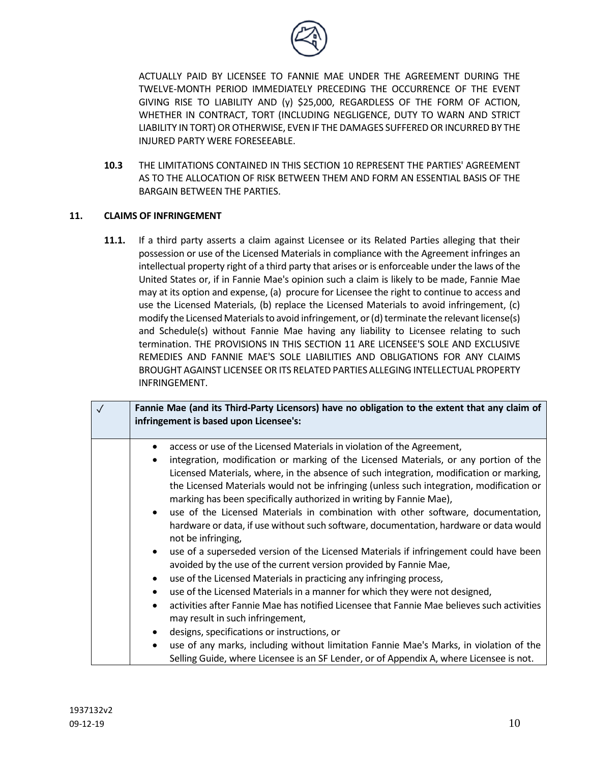ACTUALLY PAID BY LICENSEE TO FANNIE MAE UNDER THE AGREEMENT DURING THE TWELVE-MONTH PERIOD IMMEDIATELY PRECEDING THE OCCURRENCE OF THE EVENT GIVING RISE TO LIABILITY AND (y) $25,000, REGARDLESS OF THE FORM OF ACTION, WHETHER IN CONTRACT, TORT (INCLUDING NEGLIGENCE, DUTY TO WARN AND STRICT LIABILITY IN TORT) OR OTHERWISE, EVEN IF THE DAMAGES SUFFERED OR INCURRED BY THE INJURED PARTY WERE FORESEEABLE.

**10.3** THE LIMITATIONS CONTAINED IN THIS SECTION 10 REPRESENT THE PARTIES' AGREEMENT AS TO THE ALLOCATION OF RISK BETWEEN THEM AND FORM AN ESSENTIAL BASIS OF THE BARGAIN BETWEEN THE PARTIES.

## 11. CLAIMS OF INFRINGEMENT

**11.1.** If a third party asserts a claim against Licensee or its Related Parties alleging that their possession or use of the Licensed Materials in compliance with the Agreement infringes an intellectual property right of a third party that arises or is enforceable under the laws of the United States or, if in Fannie Mae's opinion such a claim is likely to be made, Fannie Mae may at its option and expense, (a) procure for Licensee the right to continue to access and use the Licensed Materials, (b) replace the Licensed Materials to avoid infringement, (c) modify the Licensed Materials to avoid infringement, or (d) terminate the relevant license(s) and Schedule(s) without Fannie Mae having any liability to Licensee relating to such termination. THE PROVISIONS IN THIS SECTION 11 ARE LICENSEE'S SOLE AND EXCLUSIVE REMEDIES AND FANNIE MAE'S SOLE LIABILITIES AND OBLIGATIONS FOR ANY CLAIMS BROUGHT AGAINST LICENSEE OR ITS RELATED PARTIES ALLEGING INTELLECTUAL PROPERTY INFRINGEMENT.

| ✓ | **Fannie Mae (and its Third-Party Licensors) have no obligation to the extent that any claim of infringement is based upon Licensee's:** |
|---|---|
| | • access or use of the Licensed Materials in violation of the Agreement,<br>• integration, modification or marking of the Licensed Materials, or any portion of the Licensed Materials, where, in the absence of such integration, modification or marking, the Licensed Materials would not be infringing (unless such integration, modification or marking has been specifically authorized in writing by Fannie Mae),<br>• use of the Licensed Materials in combination with other software, documentation, hardware or data, if use without such software, documentation, hardware or data would not be infringing,<br>• use of a superseded version of the Licensed Materials if infringement could have been avoided by the use of the current version provided by Fannie Mae,<br>• use of the Licensed Materials in practicing any infringing process,<br>• use of the Licensed Materials in a manner for which they were not designed,<br>• activities after Fannie Mae has notified Licensee that Fannie Mae believes such activities may result in such infringement,<br>• designs, specifications or instructions, or<br>• use of any marks, including without limitation Fannie Mae's Marks, in violation of the Selling Guide, where Licensee is an SF Lender, or of Appendix A, where Licensee is not. |

1937132v2
09-12-19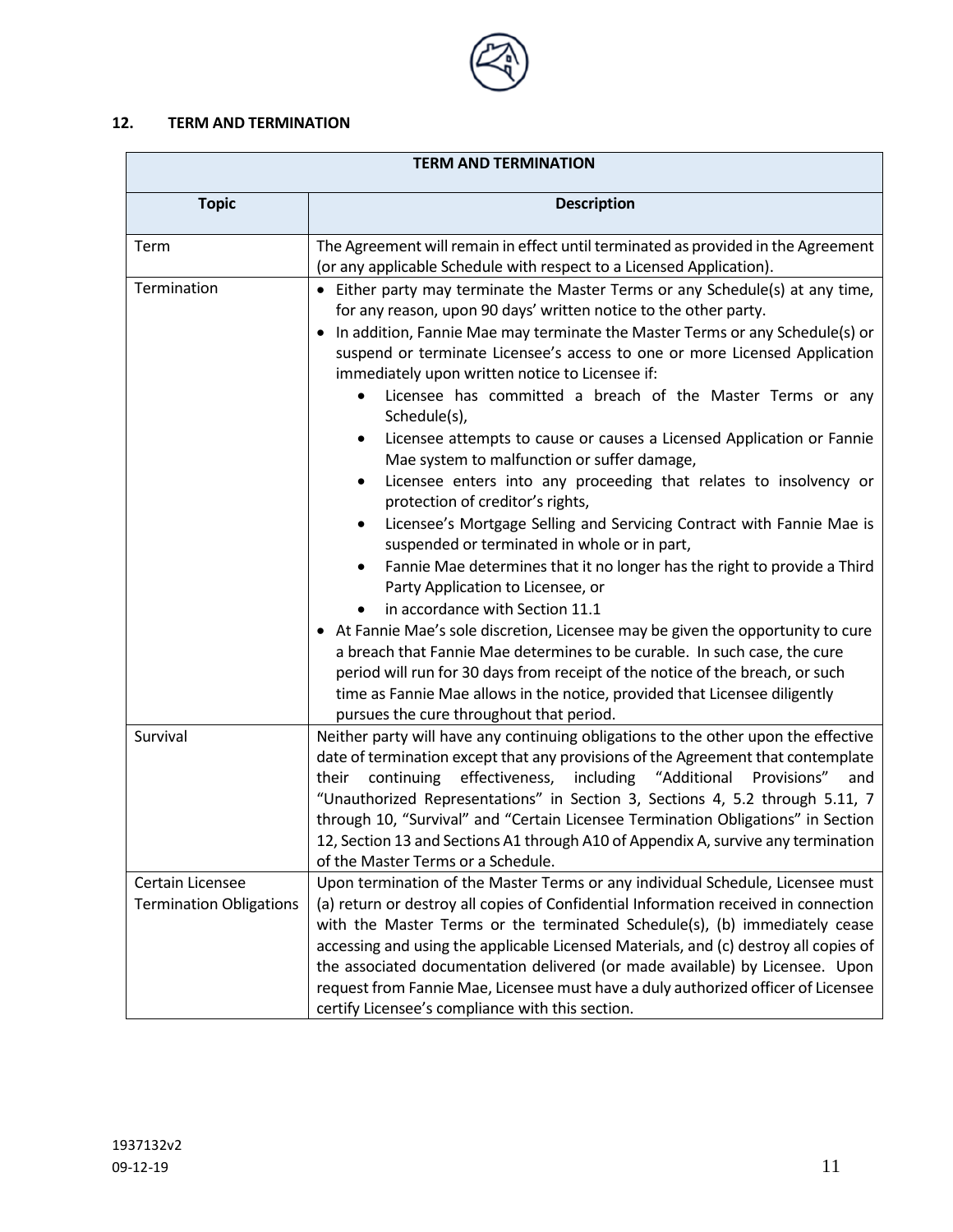## 12. TERM AND TERMINATION

| TERM AND TERMINATION | |
|---|---|
| **Topic** | **Description** |
| Term | The Agreement will remain in effect until terminated as provided in the Agreement (or any applicable Schedule with respect to a Licensed Application). |
| Termination | • Either party may terminate the Master Terms or any Schedule(s) at any time, for any reason, upon 90 days' written notice to the other party.<br>• In addition, Fannie Mae may terminate the Master Terms or any Schedule(s) or suspend or terminate Licensee's access to one or more Licensed Application immediately upon written notice to Licensee if:<br>&nbsp;&nbsp;&nbsp;&nbsp;• Licensee has committed a breach of the Master Terms or any Schedule(s),<br>&nbsp;&nbsp;&nbsp;&nbsp;• Licensee attempts to cause or causes a Licensed Application or Fannie Mae system to malfunction or suffer damage,<br>&nbsp;&nbsp;&nbsp;&nbsp;• Licensee enters into any proceeding that relates to insolvency or protection of creditor's rights,<br>&nbsp;&nbsp;&nbsp;&nbsp;• Licensee's Mortgage Selling and Servicing Contract with Fannie Mae is suspended or terminated in whole or in part,<br>&nbsp;&nbsp;&nbsp;&nbsp;• Fannie Mae determines that it no longer has the right to provide a Third Party Application to Licensee, or<br>&nbsp;&nbsp;&nbsp;&nbsp;• in accordance with Section 11.1<br>• At Fannie Mae's sole discretion, Licensee may be given the opportunity to cure a breach that Fannie Mae determines to be curable. In such case, the cure period will run for 30 days from receipt of the notice of the breach, or such time as Fannie Mae allows in the notice, provided that Licensee diligently pursues the cure throughout that period. |
| Survival | Neither party will have any continuing obligations to the other upon the effective date of termination except that any provisions of the Agreement that contemplate their continuing effectiveness, including "Additional Provisions" and "Unauthorized Representations" in Section 3, Sections 4, 5.2 through 5.11, 7 through 10, "Survival" and "Certain Licensee Termination Obligations" in Section 12, Section 13 and Sections A1 through A10 of Appendix A, survive any termination of the Master Terms or a Schedule. |
| Certain Licensee Termination Obligations | Upon termination of the Master Terms or any individual Schedule, Licensee must (a) return or destroy all copies of Confidential Information received in connection with the Master Terms or the terminated Schedule(s), (b) immediately cease accessing and using the applicable Licensed Materials, and (c) destroy all copies of the associated documentation delivered (or made available) by Licensee. Upon request from Fannie Mae, Licensee must have a duly authorized officer of Licensee certify Licensee's compliance with this section. |

1937132v2
09-12-19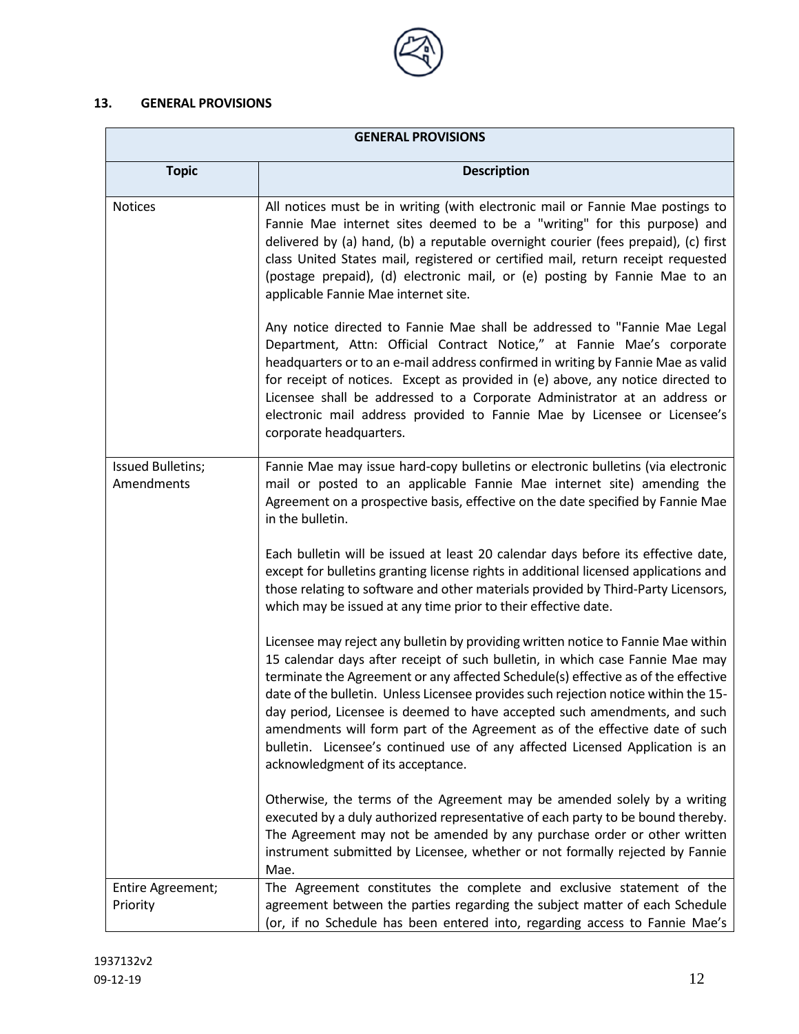## 13. GENERAL PROVISIONS

| GENERAL PROVISIONS | |
|---|---|
| **Topic** | **Description** |
| Notices | All notices must be in writing (with electronic mail or Fannie Mae postings to Fannie Mae internet sites deemed to be a "writing" for this purpose) and delivered by (a) hand, (b) a reputable overnight courier (fees prepaid), (c) first class United States mail, registered or certified mail, return receipt requested (postage prepaid), (d) electronic mail, or (e) posting by Fannie Mae to an applicable Fannie Mae internet site.<br><br>Any notice directed to Fannie Mae shall be addressed to "Fannie Mae Legal Department, Attn: Official Contract Notice," at Fannie Mae's corporate headquarters or to an e-mail address confirmed in writing by Fannie Mae as valid for receipt of notices. Except as provided in (e) above, any notice directed to Licensee shall be addressed to a Corporate Administrator at an address or electronic mail address provided to Fannie Mae by Licensee or Licensee's corporate headquarters. |
| Issued Bulletins; Amendments | Fannie Mae may issue hard-copy bulletins or electronic bulletins (via electronic mail or posted to an applicable Fannie Mae internet site) amending the Agreement on a prospective basis, effective on the date specified by Fannie Mae in the bulletin.<br><br>Each bulletin will be issued at least 20 calendar days before its effective date, except for bulletins granting license rights in additional licensed applications and those relating to software and other materials provided by Third-Party Licensors, which may be issued at any time prior to their effective date.<br><br>Licensee may reject any bulletin by providing written notice to Fannie Mae within 15 calendar days after receipt of such bulletin, in which case Fannie Mae may terminate the Agreement or any affected Schedule(s) effective as of the effective date of the bulletin. Unless Licensee provides such rejection notice within the 15-day period, Licensee is deemed to have accepted such amendments, and such amendments will form part of the Agreement as of the effective date of such bulletin. Licensee's continued use of any affected Licensed Application is an acknowledgment of its acceptance.<br><br>Otherwise, the terms of the Agreement may be amended solely by a writing executed by a duly authorized representative of each party to be bound thereby. The Agreement may not be amended by any purchase order or other written instrument submitted by Licensee, whether or not formally rejected by Fannie Mae. |
| Entire Agreement; Priority | The Agreement constitutes the complete and exclusive statement of the agreement between the parties regarding the subject matter of each Schedule (or, if no Schedule has been entered into, regarding access to Fannie Mae's |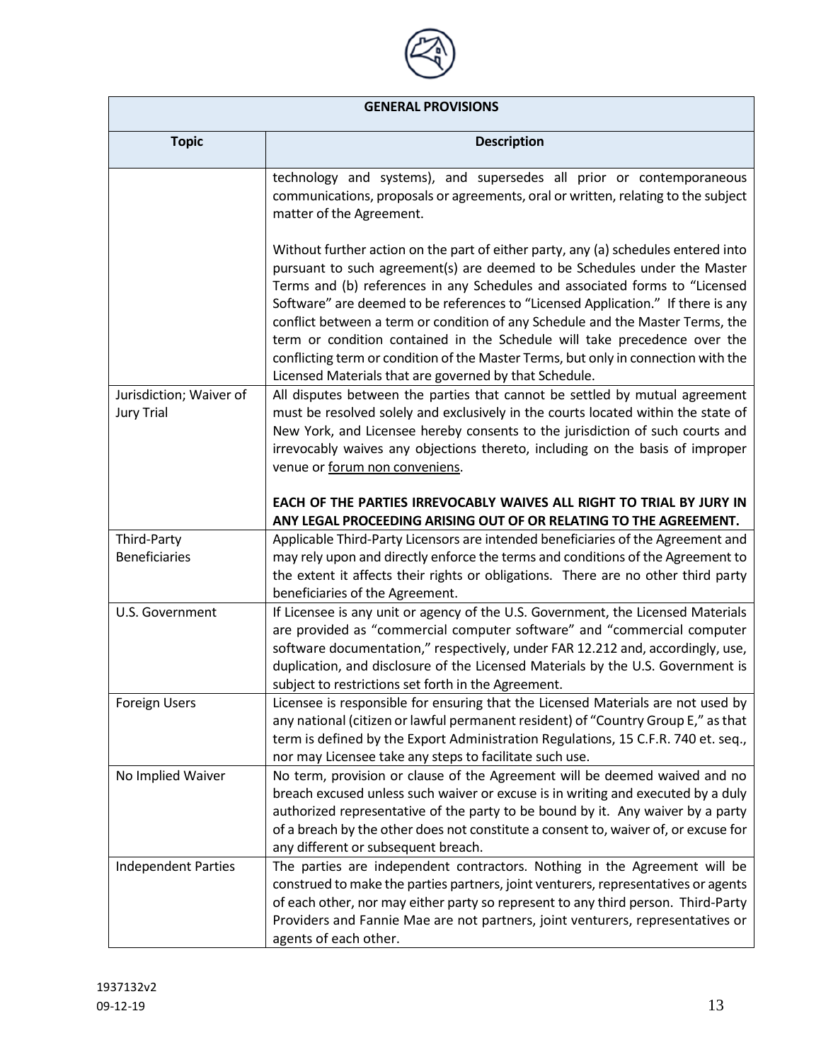| GENERAL PROVISIONS | |
|---|---|
| **Topic** | **Description** |
| | technology and systems), and supersedes all prior or contemporaneous communications, proposals or agreements, oral or written, relating to the subject matter of the Agreement.<br><br>Without further action on the part of either party, any (a) schedules entered into pursuant to such agreement(s) are deemed to be Schedules under the Master Terms and (b) references in any Schedules and associated forms to "Licensed Software" are deemed to be references to "Licensed Application." If there is any conflict between a term or condition of any Schedule and the Master Terms, the term or condition contained in the Schedule will take precedence over the conflicting term or condition of the Master Terms, but only in connection with the Licensed Materials that are governed by that Schedule. |
| Jurisdiction; Waiver of Jury Trial | All disputes between the parties that cannot be settled by mutual agreement must be resolved solely and exclusively in the courts located within the state of New York, and Licensee hereby consents to the jurisdiction of such courts and irrevocably waives any objections thereto, including on the basis of improper venue or forum non conveniens.<br><br>**EACH OF THE PARTIES IRREVOCABLY WAIVES ALL RIGHT TO TRIAL BY JURY IN ANY LEGAL PROCEEDING ARISING OUT OF OR RELATING TO THE AGREEMENT.** |
| Third-Party Beneficiaries | Applicable Third-Party Licensors are intended beneficiaries of the Agreement and may rely upon and directly enforce the terms and conditions of the Agreement to the extent it affects their rights or obligations. There are no other third party beneficiaries of the Agreement. |
| U.S. Government | If Licensee is any unit or agency of the U.S. Government, the Licensed Materials are provided as "commercial computer software" and "commercial computer software documentation," respectively, under FAR 12.212 and, accordingly, use, duplication, and disclosure of the Licensed Materials by the U.S. Government is subject to restrictions set forth in the Agreement. |
| Foreign Users | Licensee is responsible for ensuring that the Licensed Materials are not used by any national (citizen or lawful permanent resident) of "Country Group E," as that term is defined by the Export Administration Regulations, 15 C.F.R. 740 et. seq., nor may Licensee take any steps to facilitate such use. |
| No Implied Waiver | No term, provision or clause of the Agreement will be deemed waived and no breach excused unless such waiver or excuse is in writing and executed by a duly authorized representative of the party to be bound by it. Any waiver by a party of a breach by the other does not constitute a consent to, waiver of, or excuse for any different or subsequent breach. |
| Independent Parties | The parties are independent contractors. Nothing in the Agreement will be construed to make the parties partners, joint venturers, representatives or agents of each other, nor may either party so represent to any third person. Third-Party Providers and Fannie Mae are not partners, joint venturers, representatives or agents of each other. |

1937132v2
09-12-19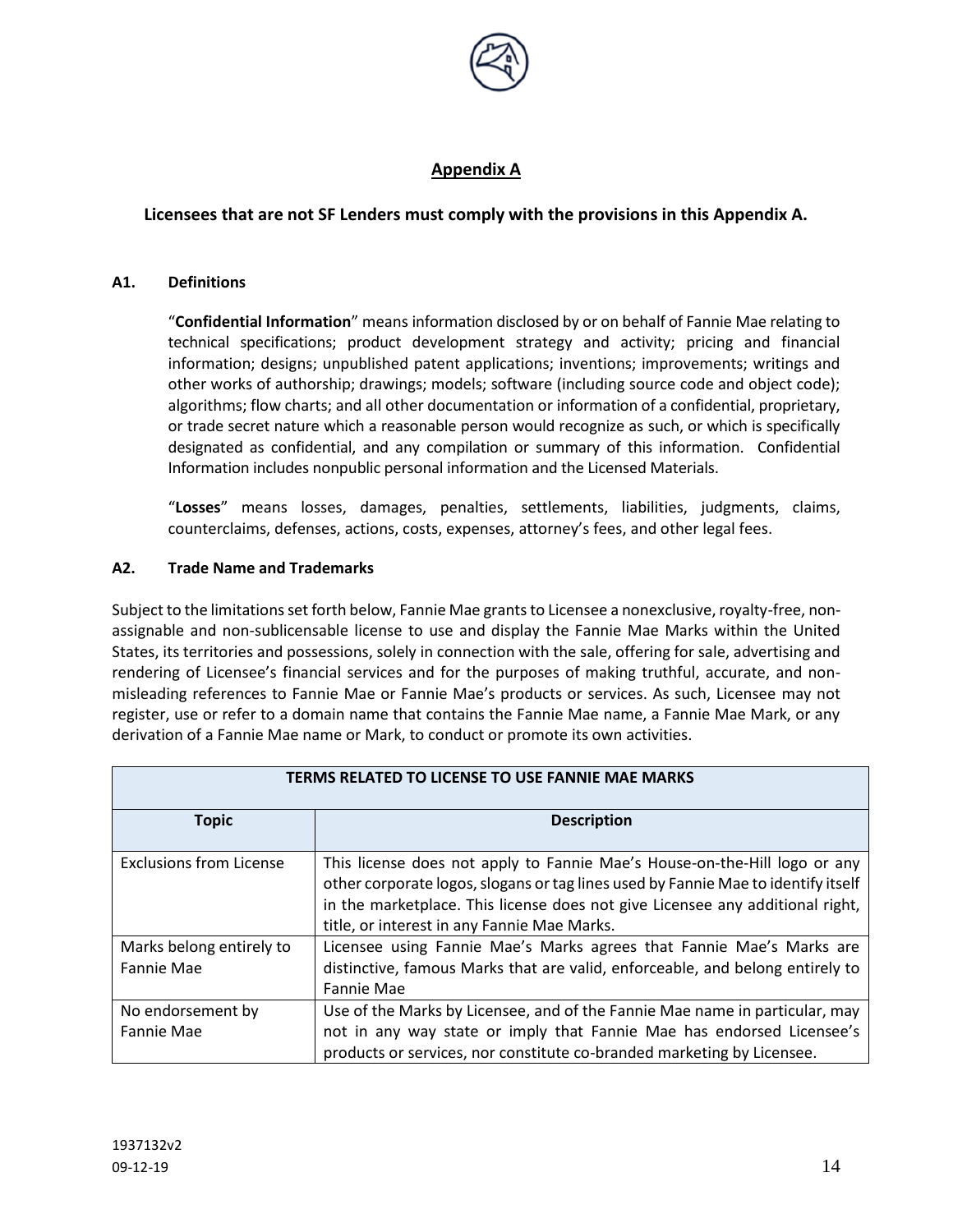## Appendix A

**Licensees that are not SF Lenders must comply with the provisions in this Appendix A.**

### A1. Definitions

"**Confidential Information**" means information disclosed by or on behalf of Fannie Mae relating to technical specifications; product development strategy and activity; pricing and financial information; designs; unpublished patent applications; inventions; improvements; writings and other works of authorship; drawings; models; software (including source code and object code); algorithms; flow charts; and all other documentation or information of a confidential, proprietary, or trade secret nature which a reasonable person would recognize as such, or which is specifically designated as confidential, and any compilation or summary of this information. Confidential Information includes nonpublic personal information and the Licensed Materials.

"**Losses**" means losses, damages, penalties, settlements, liabilities, judgments, claims, counterclaims, defenses, actions, costs, expenses, attorney's fees, and other legal fees.

### A2. Trade Name and Trademarks

Subject to the limitations set forth below, Fannie Mae grants to Licensee a nonexclusive, royalty-free, non-assignable and non-sublicensable license to use and display the Fannie Mae Marks within the United States, its territories and possessions, solely in connection with the sale, offering for sale, advertising and rendering of Licensee's financial services and for the purposes of making truthful, accurate, and non-misleading references to Fannie Mae or Fannie Mae's products or services. As such, Licensee may not register, use or refer to a domain name that contains the Fannie Mae name, a Fannie Mae Mark, or any derivation of a Fannie Mae name or Mark, to conduct or promote its own activities.

| TERMS RELATED TO LICENSE TO USE FANNIE MAE MARKS | |
|---|---|
| **Topic** | **Description** |
| Exclusions from License | This license does not apply to Fannie Mae's House-on-the-Hill logo or any other corporate logos, slogans or tag lines used by Fannie Mae to identify itself in the marketplace. This license does not give Licensee any additional right, title, or interest in any Fannie Mae Marks. |
| Marks belong entirely to Fannie Mae | Licensee using Fannie Mae's Marks agrees that Fannie Mae's Marks are distinctive, famous Marks that are valid, enforceable, and belong entirely to Fannie Mae |
| No endorsement by Fannie Mae | Use of the Marks by Licensee, and of the Fannie Mae name in particular, may not in any way state or imply that Fannie Mae has endorsed Licensee's products or services, nor constitute co-branded marketing by Licensee. |

1937132v2
09-12-19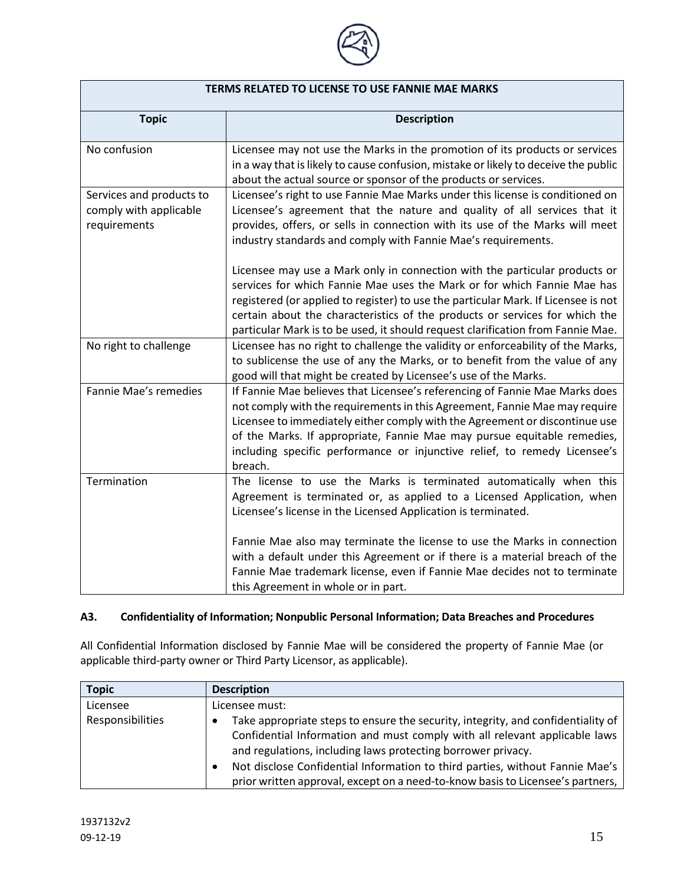| TERMS RELATED TO LICENSE TO USE FANNIE MAE MARKS | |
|---|---|
| **Topic** | **Description** |
| No confusion | Licensee may not use the Marks in the promotion of its products or services in a way that is likely to cause confusion, mistake or likely to deceive the public about the actual source or sponsor of the products or services. |
| Services and products to comply with applicable requirements | Licensee's right to use Fannie Mae Marks under this license is conditioned on Licensee's agreement that the nature and quality of all services that it provides, offers, or sells in connection with its use of the Marks will meet industry standards and comply with Fannie Mae's requirements.<br><br>Licensee may use a Mark only in connection with the particular products or services for which Fannie Mae uses the Mark or for which Fannie Mae has registered (or applied to register) to use the particular Mark. If Licensee is not certain about the characteristics of the products or services for which the particular Mark is to be used, it should request clarification from Fannie Mae. |
| No right to challenge | Licensee has no right to challenge the validity or enforceability of the Marks, to sublicense the use of any the Marks, or to benefit from the value of any good will that might be created by Licensee's use of the Marks. |
| Fannie Mae's remedies | If Fannie Mae believes that Licensee's referencing of Fannie Mae Marks does not comply with the requirements in this Agreement, Fannie Mae may require Licensee to immediately either comply with the Agreement or discontinue use of the Marks. If appropriate, Fannie Mae may pursue equitable remedies, including specific performance or injunctive relief, to remedy Licensee's breach. |
| Termination | The license to use the Marks is terminated automatically when this Agreement is terminated or, as applied to a Licensed Application, when Licensee's license in the Licensed Application is terminated.<br><br>Fannie Mae also may terminate the license to use the Marks in connection with a default under this Agreement or if there is a material breach of the Fannie Mae trademark license, even if Fannie Mae decides not to terminate this Agreement in whole or in part. |

### A3. Confidentiality of Information; Nonpublic Personal Information; Data Breaches and Procedures

All Confidential Information disclosed by Fannie Mae will be considered the property of Fannie Mae (or applicable third-party owner or Third Party Licensor, as applicable).

| Topic | Description |
|---|---|
| Licensee Responsibilities | Licensee must:<br>• Take appropriate steps to ensure the security, integrity, and confidentiality of Confidential Information and must comply with all relevant applicable laws and regulations, including laws protecting borrower privacy.<br>• Not disclose Confidential Information to third parties, without Fannie Mae's prior written approval, except on a need-to-know basis to Licensee's partners, |

1937132v2
09-12-19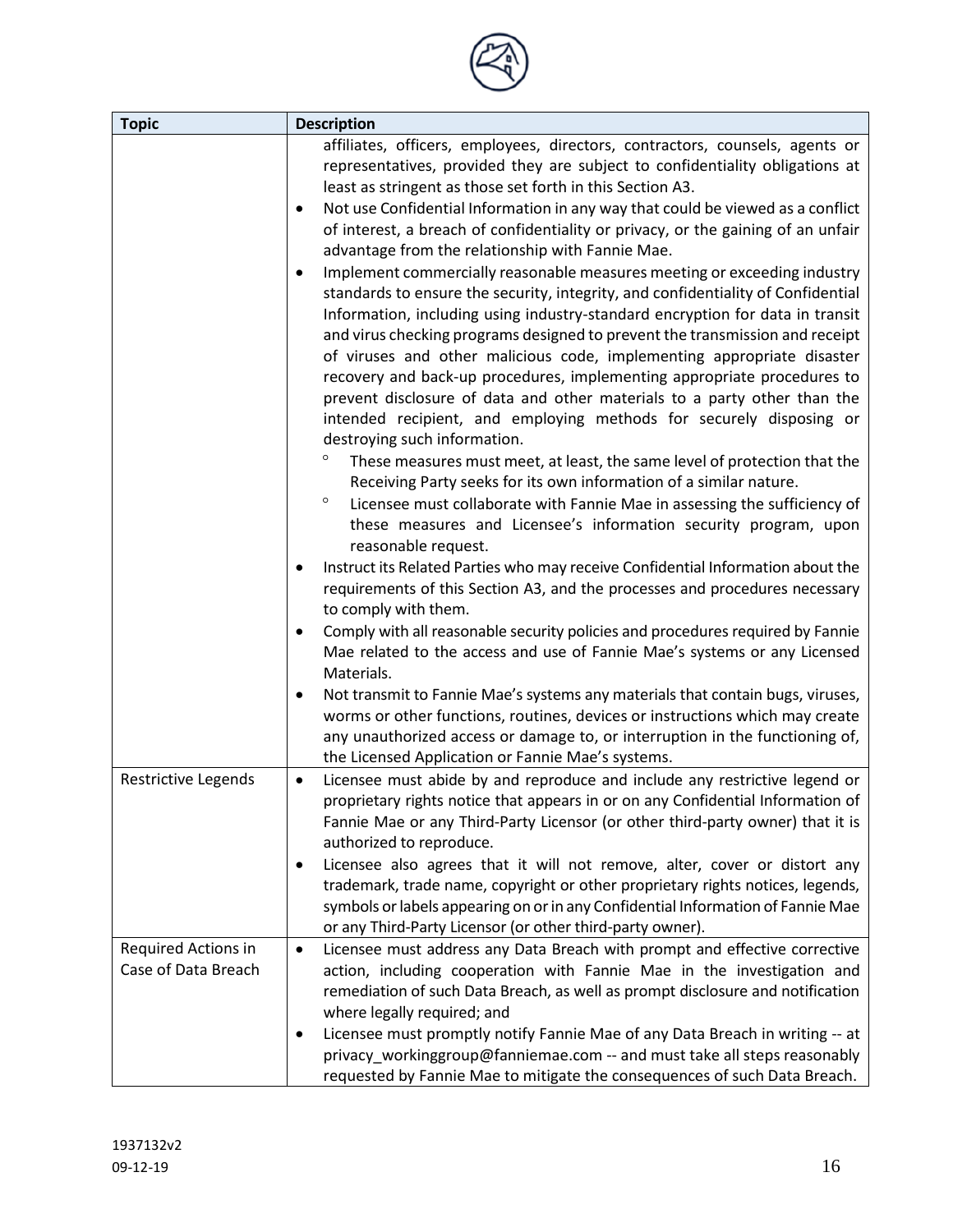| Topic | Description |
| --- | --- |
| | affiliates, officers, employees, directors, contractors, counsels, agents or representatives, provided they are subject to confidentiality obligations at least as stringent as those set forth in this Section A3.<br>• Not use Confidential Information in any way that could be viewed as a conflict of interest, a breach of confidentiality or privacy, or the gaining of an unfair advantage from the relationship with Fannie Mae.<br>• Implement commercially reasonable measures meeting or exceeding industry standards to ensure the security, integrity, and confidentiality of Confidential Information, including using industry-standard encryption for data in transit and virus checking programs designed to prevent the transmission and receipt of viruses and other malicious code, implementing appropriate disaster recovery and back-up procedures, implementing appropriate procedures to prevent disclosure of data and other materials to a party other than the intended recipient, and employing methods for securely disposing or destroying such information.<br>  ◦ These measures must meet, at least, the same level of protection that the Receiving Party seeks for its own information of a similar nature.<br>  ◦ Licensee must collaborate with Fannie Mae in assessing the sufficiency of these measures and Licensee's information security program, upon reasonable request.<br>• Instruct its Related Parties who may receive Confidential Information about the requirements of this Section A3, and the processes and procedures necessary to comply with them.<br>• Comply with all reasonable security policies and procedures required by Fannie Mae related to the access and use of Fannie Mae's systems or any Licensed Materials.<br>• Not transmit to Fannie Mae's systems any materials that contain bugs, viruses, worms or other functions, routines, devices or instructions which may create any unauthorized access or damage to, or interruption in the functioning of, the Licensed Application or Fannie Mae's systems. |
| Restrictive Legends | • Licensee must abide by and reproduce and include any restrictive legend or proprietary rights notice that appears in or on any Confidential Information of Fannie Mae or any Third-Party Licensor (or other third-party owner) that it is authorized to reproduce.<br>• Licensee also agrees that it will not remove, alter, cover or distort any trademark, trade name, copyright or other proprietary rights notices, legends, symbols or labels appearing on or in any Confidential Information of Fannie Mae or any Third-Party Licensor (or other third-party owner). |
| Required Actions in Case of Data Breach | • Licensee must address any Data Breach with prompt and effective corrective action, including cooperation with Fannie Mae in the investigation and remediation of such Data Breach, as well as prompt disclosure and notification where legally required; and<br>• Licensee must promptly notify Fannie Mae of any Data Breach in writing -- at privacy_workinggroup@fanniemae.com -- and must take all steps reasonably requested by Fannie Mae to mitigate the consequences of such Data Breach. |

1937132v2
09-12-19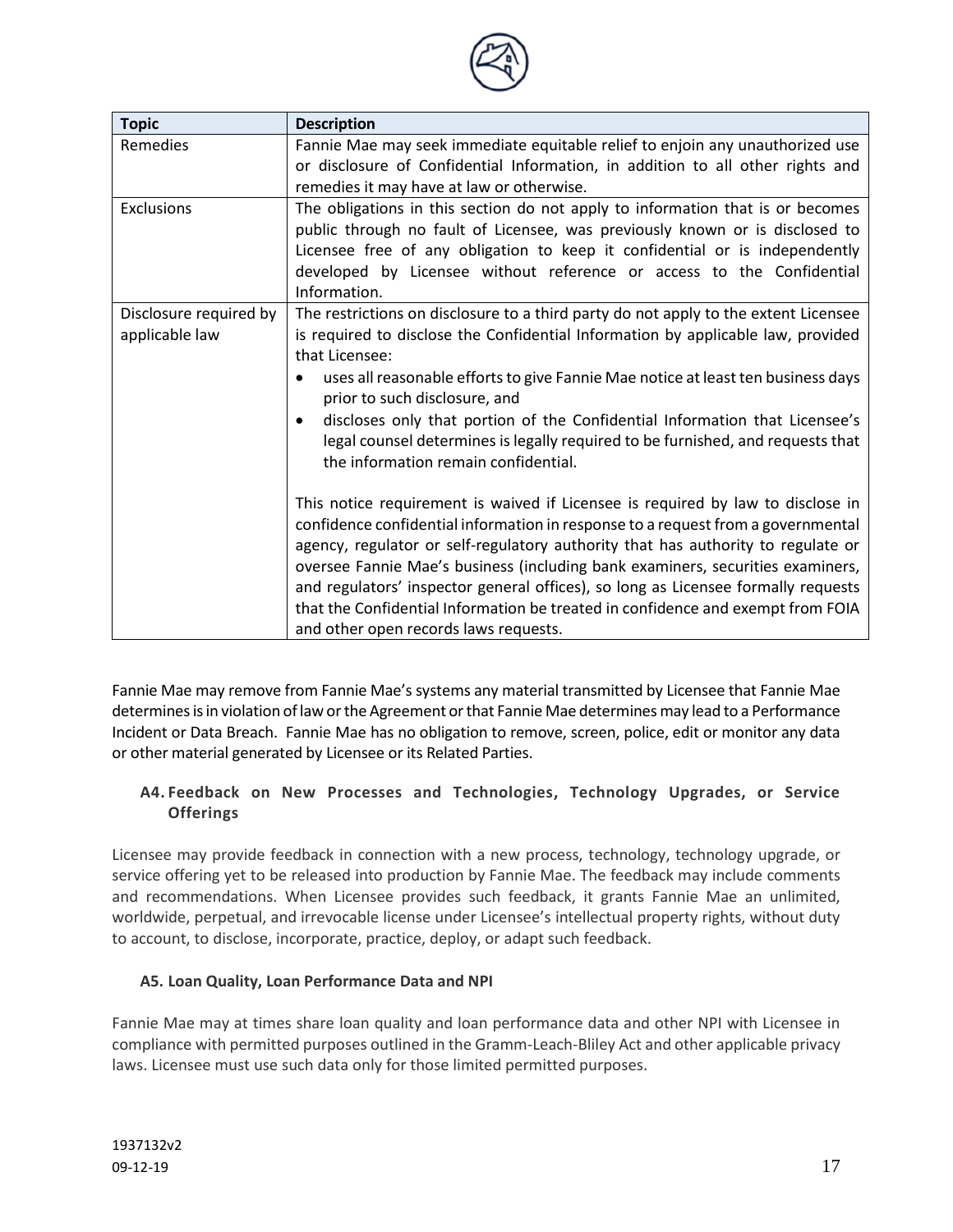| Topic | Description |
| --- | --- |
| Remedies | Fannie Mae may seek immediate equitable relief to enjoin any unauthorized use or disclosure of Confidential Information, in addition to all other rights and remedies it may have at law or otherwise. |
| Exclusions | The obligations in this section do not apply to information that is or becomes public through no fault of Licensee, was previously known or is disclosed to Licensee free of any obligation to keep it confidential or is independently developed by Licensee without reference or access to the Confidential Information. |
| Disclosure required by applicable law | The restrictions on disclosure to a third party do not apply to the extent Licensee is required to disclose the Confidential Information by applicable law, provided that Licensee:<br>• uses all reasonable efforts to give Fannie Mae notice at least ten business days prior to such disclosure, and<br>• discloses only that portion of the Confidential Information that Licensee's legal counsel determines is legally required to be furnished, and requests that the information remain confidential.<br><br>This notice requirement is waived if Licensee is required by law to disclose in confidence confidential information in response to a request from a governmental agency, regulator or self-regulatory authority that has authority to regulate or oversee Fannie Mae's business (including bank examiners, securities examiners, and regulators' inspector general offices), so long as Licensee formally requests that the Confidential Information be treated in confidence and exempt from FOIA and other open records laws requests. |

Fannie Mae may remove from Fannie Mae's systems any material transmitted by Licensee that Fannie Mae determines is in violation of law or the Agreement or that Fannie Mae determines may lead to a Performance Incident or Data Breach. Fannie Mae has no obligation to remove, screen, police, edit or monitor any data or other material generated by Licensee or its Related Parties.

### A4. Feedback on New Processes and Technologies, Technology Upgrades, or Service Offerings

Licensee may provide feedback in connection with a new process, technology, technology upgrade, or service offering yet to be released into production by Fannie Mae. The feedback may include comments and recommendations. When Licensee provides such feedback, it grants Fannie Mae an unlimited, worldwide, perpetual, and irrevocable license under Licensee's intellectual property rights, without duty to account, to disclose, incorporate, practice, deploy, or adapt such feedback.

### A5. Loan Quality, Loan Performance Data and NPI

Fannie Mae may at times share loan quality and loan performance data and other NPI with Licensee in compliance with permitted purposes outlined in the Gramm-Leach-Bliley Act and other applicable privacy laws. Licensee must use such data only for those limited permitted purposes.

1937132v2
09-12-19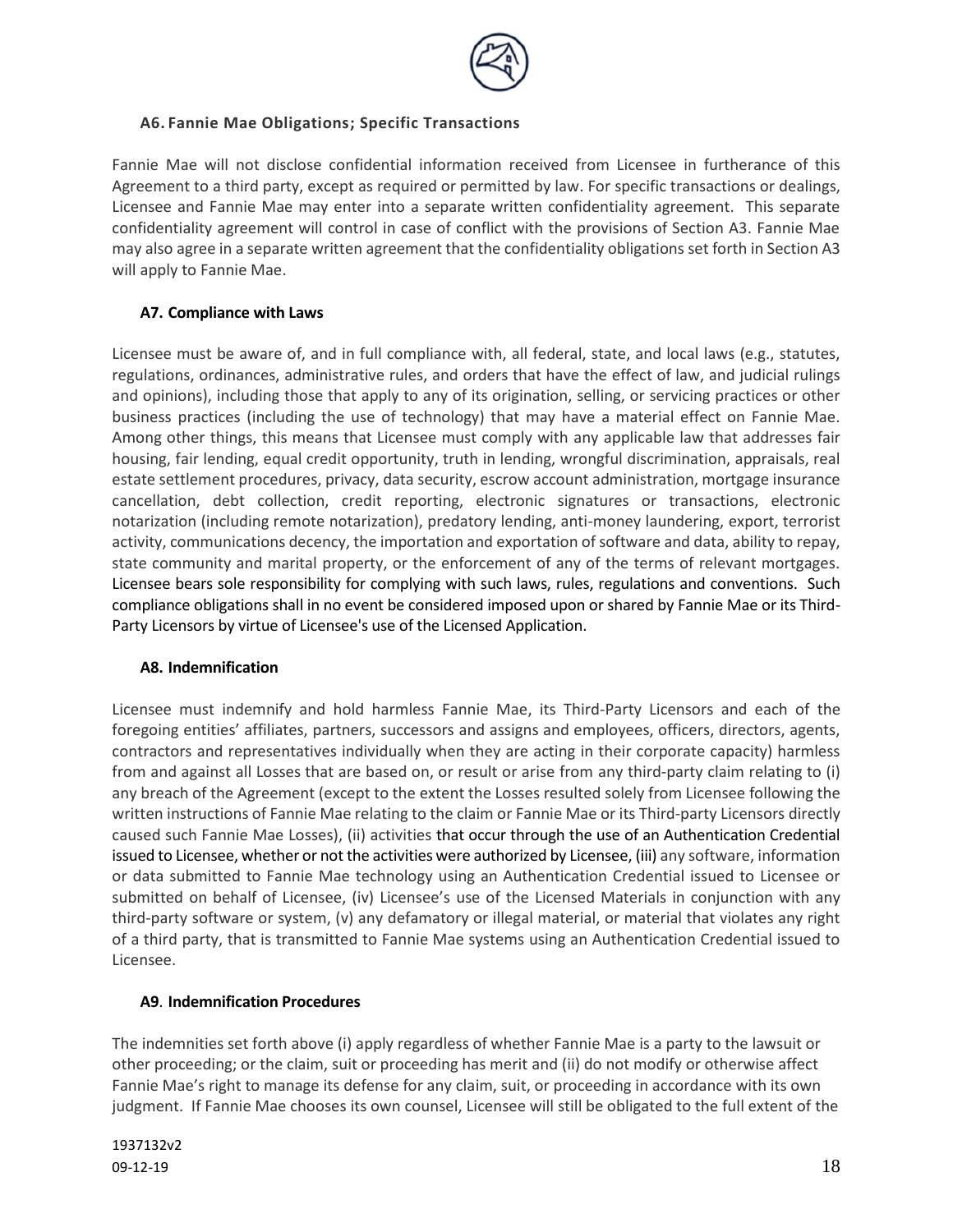### A6. Fannie Mae Obligations; Specific Transactions

Fannie Mae will not disclose confidential information received from Licensee in furtherance of this Agreement to a third party, except as required or permitted by law. For specific transactions or dealings, Licensee and Fannie Mae may enter into a separate written confidentiality agreement. This separate confidentiality agreement will control in case of conflict with the provisions of Section A3. Fannie Mae may also agree in a separate written agreement that the confidentiality obligations set forth in Section A3 will apply to Fannie Mae.

### A7. Compliance with Laws

Licensee must be aware of, and in full compliance with, all federal, state, and local laws (e.g., statutes, regulations, ordinances, administrative rules, and orders that have the effect of law, and judicial rulings and opinions), including those that apply to any of its origination, selling, or servicing practices or other business practices (including the use of technology) that may have a material effect on Fannie Mae. Among other things, this means that Licensee must comply with any applicable law that addresses fair housing, fair lending, equal credit opportunity, truth in lending, wrongful discrimination, appraisals, real estate settlement procedures, privacy, data security, escrow account administration, mortgage insurance cancellation, debt collection, credit reporting, electronic signatures or transactions, electronic notarization (including remote notarization), predatory lending, anti-money laundering, export, terrorist activity, communications decency, the importation and exportation of software and data, ability to repay, state community and marital property, or the enforcement of any of the terms of relevant mortgages. Licensee bears sole responsibility for complying with such laws, rules, regulations and conventions. Such compliance obligations shall in no event be considered imposed upon or shared by Fannie Mae or its Third-Party Licensors by virtue of Licensee's use of the Licensed Application.

### A8. Indemnification

Licensee must indemnify and hold harmless Fannie Mae, its Third-Party Licensors and each of the foregoing entities' affiliates, partners, successors and assigns and employees, officers, directors, agents, contractors and representatives individually when they are acting in their corporate capacity) harmless from and against all Losses that are based on, or result or arise from any third-party claim relating to (i) any breach of the Agreement (except to the extent the Losses resulted solely from Licensee following the written instructions of Fannie Mae relating to the claim or Fannie Mae or its Third-party Licensors directly caused such Fannie Mae Losses), (ii) activities that occur through the use of an Authentication Credential issued to Licensee, whether or not the activities were authorized by Licensee, (iii) any software, information or data submitted to Fannie Mae technology using an Authentication Credential issued to Licensee or submitted on behalf of Licensee, (iv) Licensee's use of the Licensed Materials in conjunction with any third-party software or system, (v) any defamatory or illegal material, or material that violates any right of a third party, that is transmitted to Fannie Mae systems using an Authentication Credential issued to Licensee.

### A9. Indemnification Procedures

The indemnities set forth above (i) apply regardless of whether Fannie Mae is a party to the lawsuit or other proceeding; or the claim, suit or proceeding has merit and (ii) do not modify or otherwise affect Fannie Mae's right to manage its defense for any claim, suit, or proceeding in accordance with its own judgment. If Fannie Mae chooses its own counsel, Licensee will still be obligated to the full extent of the

1937132v2
09-12-19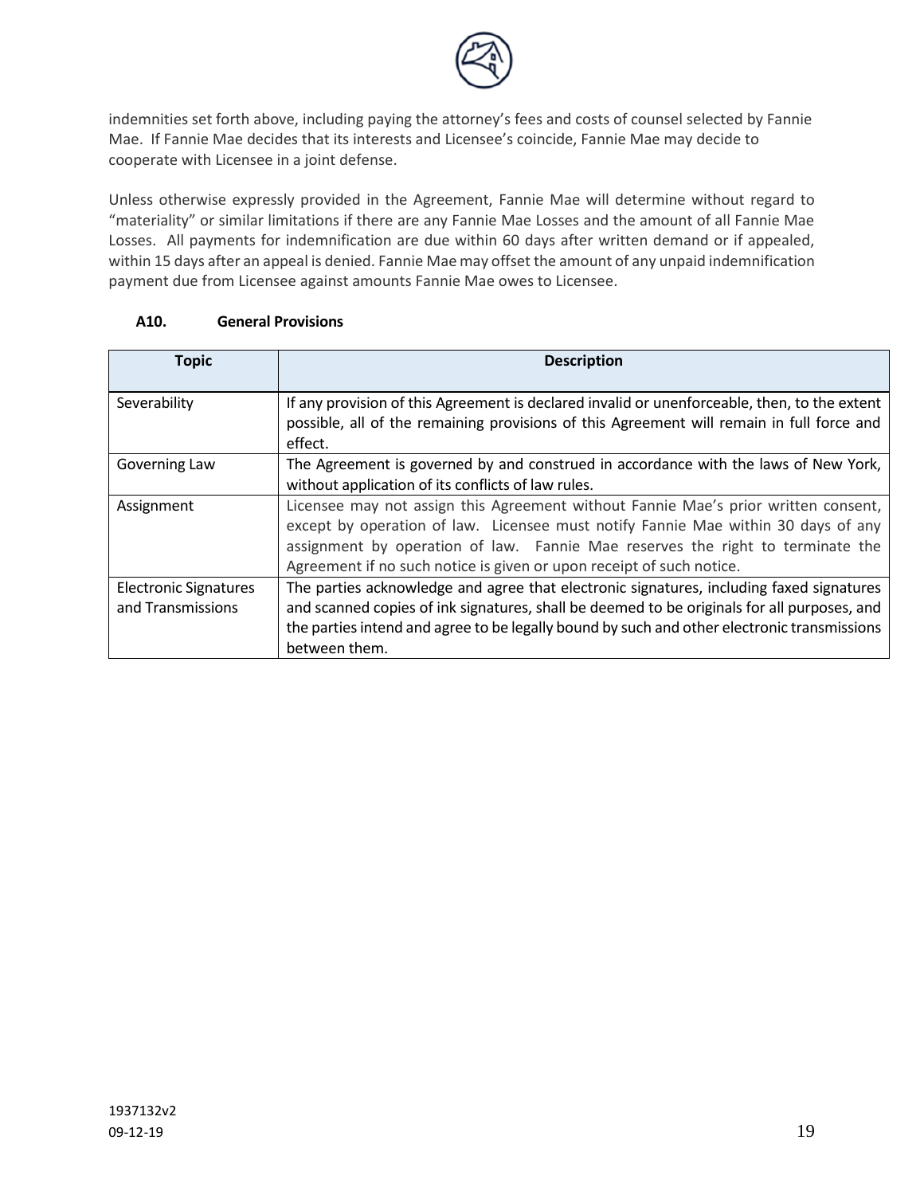indemnities set forth above, including paying the attorney's fees and costs of counsel selected by Fannie Mae. If Fannie Mae decides that its interests and Licensee's coincide, Fannie Mae may decide to cooperate with Licensee in a joint defense.

Unless otherwise expressly provided in the Agreement, Fannie Mae will determine without regard to "materiality" or similar limitations if there are any Fannie Mae Losses and the amount of all Fannie Mae Losses. All payments for indemnification are due within 60 days after written demand or if appealed, within 15 days after an appeal is denied. Fannie Mae may offset the amount of any unpaid indemnification payment due from Licensee against amounts Fannie Mae owes to Licensee.

### A10. General Provisions

| Topic | Description |
|---|---|
| Severability | If any provision of this Agreement is declared invalid or unenforceable, then, to the extent possible, all of the remaining provisions of this Agreement will remain in full force and effect. |
| Governing Law | The Agreement is governed by and construed in accordance with the laws of New York, without application of its conflicts of law rules. |
| Assignment | Licensee may not assign this Agreement without Fannie Mae's prior written consent, except by operation of law. Licensee must notify Fannie Mae within 30 days of any assignment by operation of law. Fannie Mae reserves the right to terminate the Agreement if no such notice is given or upon receipt of such notice. |
| Electronic Signatures and Transmissions | The parties acknowledge and agree that electronic signatures, including faxed signatures and scanned copies of ink signatures, shall be deemed to be originals for all purposes, and the parties intend and agree to be legally bound by such and other electronic transmissions between them. |

1937132v2
09-12-19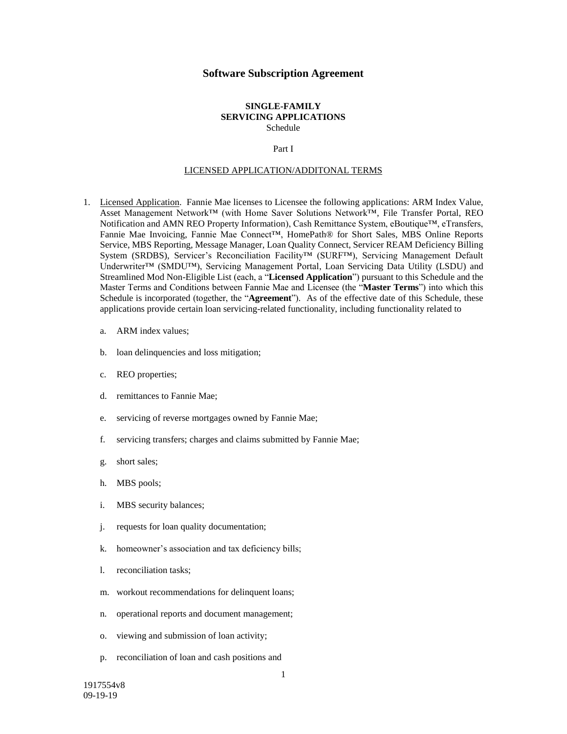# Software Subscription Agreement

**SINGLE-FAMILY**
**SERVICING APPLICATIONS**
Schedule

Part I

LICENSED APPLICATION/ADDITONAL TERMS

1. Licensed Application. Fannie Mae licenses to Licensee the following applications: ARM Index Value, Asset Management Network™ (with Home Saver Solutions Network™, File Transfer Portal, REO Notification and AMN REO Property Information), Cash Remittance System, eBoutique™, eTransfers, Fannie Mae Invoicing, Fannie Mae Connect™, HomePath® for Short Sales, MBS Online Reports Service, MBS Reporting, Message Manager, Loan Quality Connect, Servicer REAM Deficiency Billing System (SRDBS), Servicer's Reconciliation Facility™ (SURF™), Servicing Management Default Underwriter™ (SMDU™), Servicing Management Portal, Loan Servicing Data Utility (LSDU) and Streamlined Mod Non-Eligible List (each, a "**Licensed Application**") pursuant to this Schedule and the Master Terms and Conditions between Fannie Mae and Licensee (the "**Master Terms**") into which this Schedule is incorporated (together, the "**Agreement**"). As of the effective date of this Schedule, these applications provide certain loan servicing-related functionality, including functionality related to

    a. ARM index values;

    b. loan delinquencies and loss mitigation;

    c. REO properties;

    d. remittances to Fannie Mae;

    e. servicing of reverse mortgages owned by Fannie Mae;

    f. servicing transfers; charges and claims submitted by Fannie Mae;

    g. short sales;

    h. MBS pools;

    i. MBS security balances;

    j. requests for loan quality documentation;

    k. homeowner's association and tax deficiency bills;

    l. reconciliation tasks;

    m. workout recommendations for delinquent loans;

    n. operational reports and document management;

    o. viewing and submission of loan activity;

    p. reconciliation of loan and cash positions and

1917554v8
09-19-19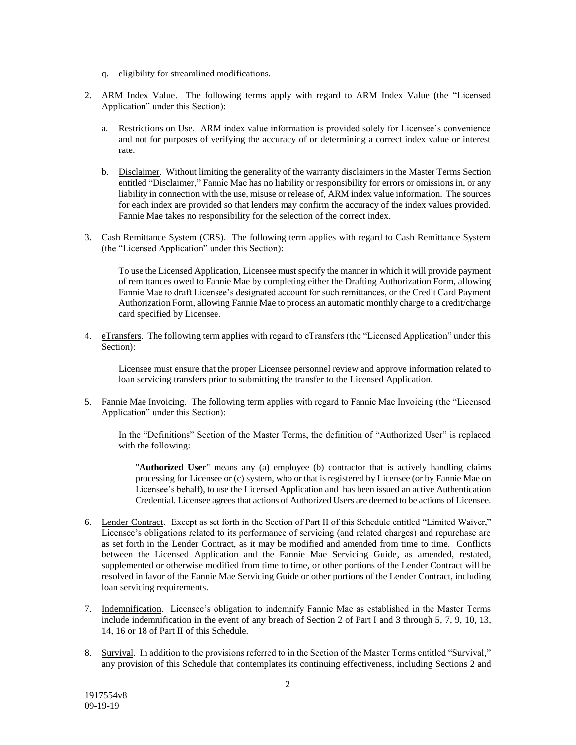q. eligibility for streamlined modifications.

2. ARM Index Value. The following terms apply with regard to ARM Index Value (the "Licensed Application" under this Section):

   a. Restrictions on Use. ARM index value information is provided solely for Licensee's convenience and not for purposes of verifying the accuracy of or determining a correct index value or interest rate.

   b. Disclaimer. Without limiting the generality of the warranty disclaimers in the Master Terms Section entitled "Disclaimer," Fannie Mae has no liability or responsibility for errors or omissions in, or any liability in connection with the use, misuse or release of, ARM index value information. The sources for each index are provided so that lenders may confirm the accuracy of the index values provided. Fannie Mae takes no responsibility for the selection of the correct index.

3. Cash Remittance System (CRS). The following term applies with regard to Cash Remittance System (the "Licensed Application" under this Section):

   To use the Licensed Application, Licensee must specify the manner in which it will provide payment of remittances owed to Fannie Mae by completing either the Drafting Authorization Form, allowing Fannie Mae to draft Licensee's designated account for such remittances, or the Credit Card Payment Authorization Form, allowing Fannie Mae to process an automatic monthly charge to a credit/charge card specified by Licensee.

4. eTransfers. The following term applies with regard to eTransfers (the "Licensed Application" under this Section):

   Licensee must ensure that the proper Licensee personnel review and approve information related to loan servicing transfers prior to submitting the transfer to the Licensed Application.

5. Fannie Mae Invoicing. The following term applies with regard to Fannie Mae Invoicing (the "Licensed Application" under this Section):

   In the "Definitions" Section of the Master Terms, the definition of "Authorized User" is replaced with the following:

   > "**Authorized User**" means any (a) employee (b) contractor that is actively handling claims processing for Licensee or (c) system, who or that is registered by Licensee (or by Fannie Mae on Licensee's behalf), to use the Licensed Application and has been issued an active Authentication Credential. Licensee agrees that actions of Authorized Users are deemed to be actions of Licensee.

6. Lender Contract. Except as set forth in the Section of Part II of this Schedule entitled "Limited Waiver," Licensee's obligations related to its performance of servicing (and related charges) and repurchase are as set forth in the Lender Contract, as it may be modified and amended from time to time. Conflicts between the Licensed Application and the Fannie Mae Servicing Guide, as amended, restated, supplemented or otherwise modified from time to time, or other portions of the Lender Contract will be resolved in favor of the Fannie Mae Servicing Guide or other portions of the Lender Contract, including loan servicing requirements.

7. Indemnification. Licensee's obligation to indemnify Fannie Mae as established in the Master Terms include indemnification in the event of any breach of Section 2 of Part I and 3 through 5, 7, 9, 10, 13, 14, 16 or 18 of Part II of this Schedule.

8. Survival. In addition to the provisions referred to in the Section of the Master Terms entitled "Survival," any provision of this Schedule that contemplates its continuing effectiveness, including Sections 2 and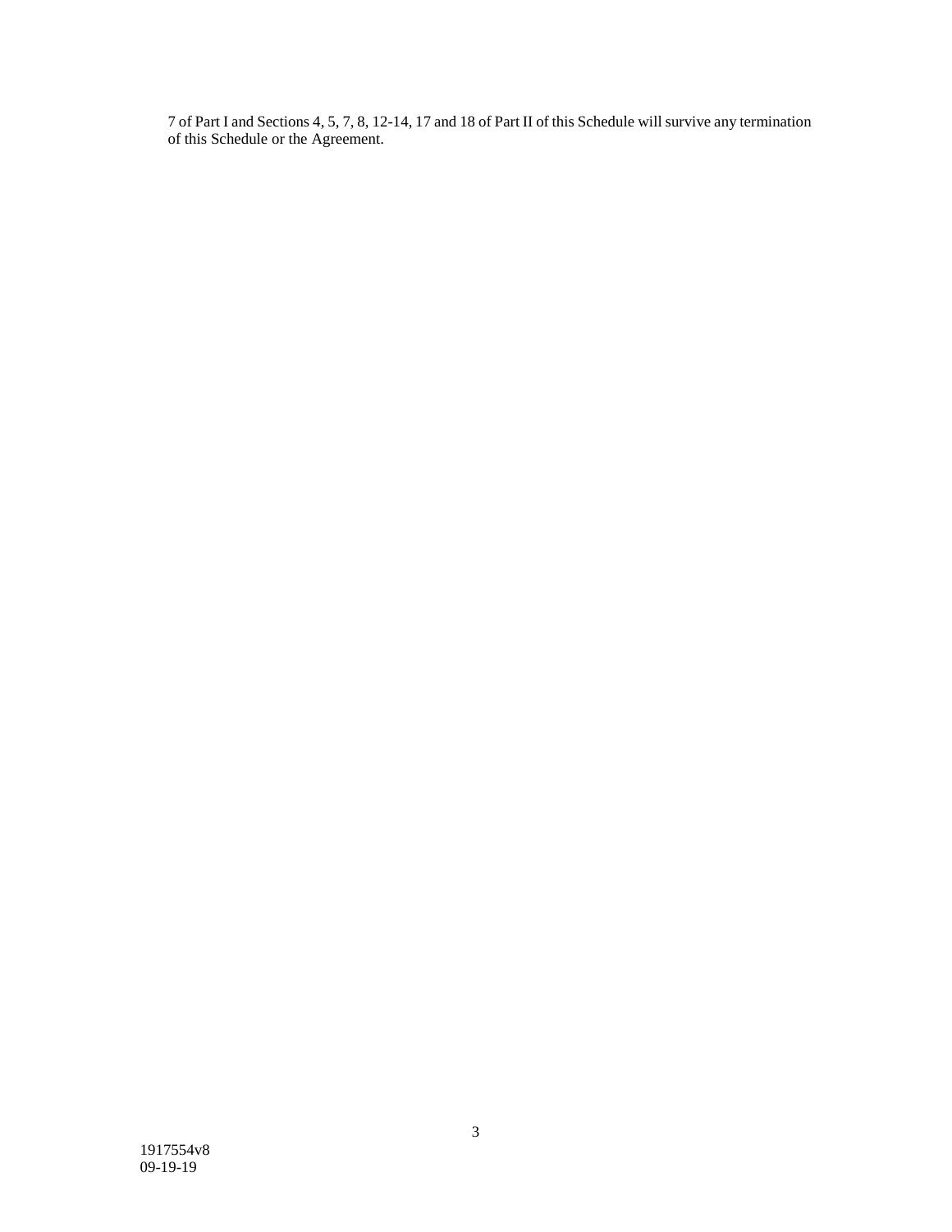7 of Part I and Sections 4, 5, 7, 8, 12-14, 17 and 18 of Part II of this Schedule will survive any termination of this Schedule or the Agreement.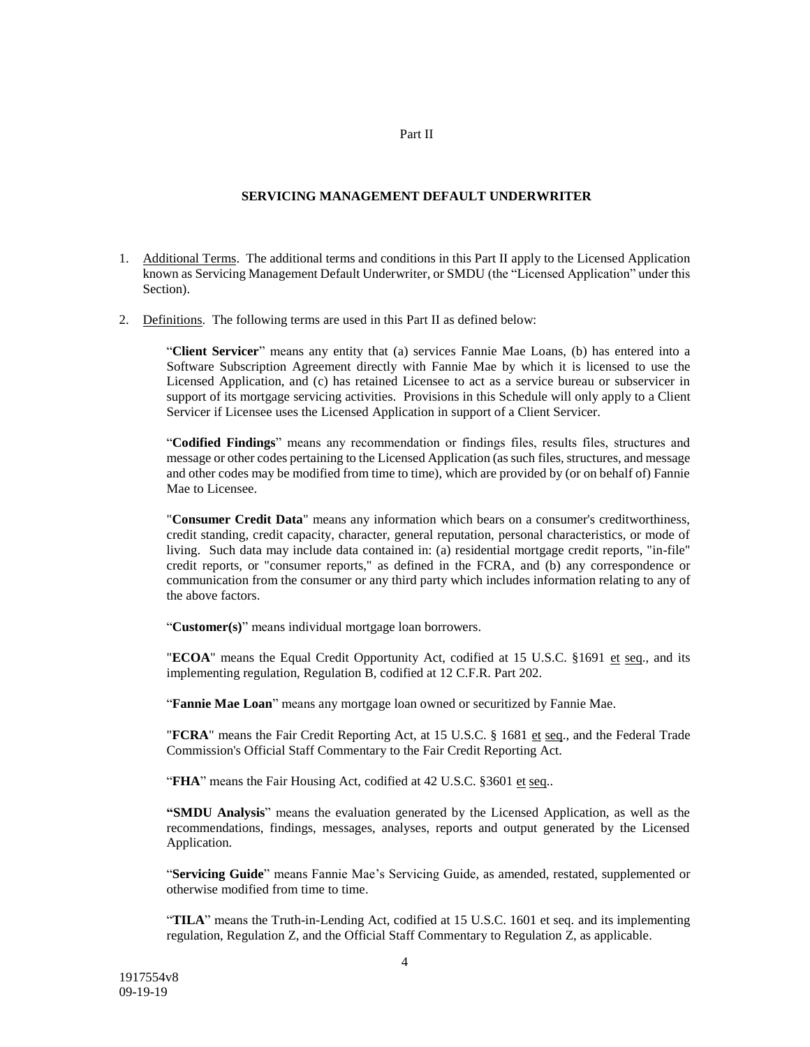Part II

## SERVICING MANAGEMENT DEFAULT UNDERWRITER

1. Additional Terms. The additional terms and conditions in this Part II apply to the Licensed Application known as Servicing Management Default Underwriter, or SMDU (the "Licensed Application" under this Section).

2. Definitions. The following terms are used in this Part II as defined below:

   "**Client Servicer**" means any entity that (a) services Fannie Mae Loans, (b) has entered into a Software Subscription Agreement directly with Fannie Mae by which it is licensed to use the Licensed Application, and (c) has retained Licensee to act as a service bureau or subservicer in support of its mortgage servicing activities. Provisions in this Schedule will only apply to a Client Servicer if Licensee uses the Licensed Application in support of a Client Servicer.

   "**Codified Findings**" means any recommendation or findings files, results files, structures and message or other codes pertaining to the Licensed Application (as such files, structures, and message and other codes may be modified from time to time), which are provided by (or on behalf of) Fannie Mae to Licensee.

   "**Consumer Credit Data**" means any information which bears on a consumer's creditworthiness, credit standing, credit capacity, character, general reputation, personal characteristics, or mode of living. Such data may include data contained in: (a) residential mortgage credit reports, "in-file" credit reports, or "consumer reports," as defined in the FCRA, and (b) any correspondence or communication from the consumer or any third party which includes information relating to any of the above factors.

   "**Customer(s)**" means individual mortgage loan borrowers.

   "**ECOA**" means the Equal Credit Opportunity Act, codified at 15 U.S.C. §1691 et seq., and its implementing regulation, Regulation B, codified at 12 C.F.R. Part 202.

   "**Fannie Mae Loan**" means any mortgage loan owned or securitized by Fannie Mae.

   "**FCRA**" means the Fair Credit Reporting Act, at 15 U.S.C. § 1681 et seq., and the Federal Trade Commission's Official Staff Commentary to the Fair Credit Reporting Act.

   "**FHA**" means the Fair Housing Act, codified at 42 U.S.C. §3601 et seq..

   "**SMDU Analysis**" means the evaluation generated by the Licensed Application, as well as the recommendations, findings, messages, analyses, reports and output generated by the Licensed Application.

   "**Servicing Guide**" means Fannie Mae's Servicing Guide, as amended, restated, supplemented or otherwise modified from time to time.

   "**TILA**" means the Truth-in-Lending Act, codified at 15 U.S.C. 1601 et seq. and its implementing regulation, Regulation Z, and the Official Staff Commentary to Regulation Z, as applicable.

1917554v8
09-19-19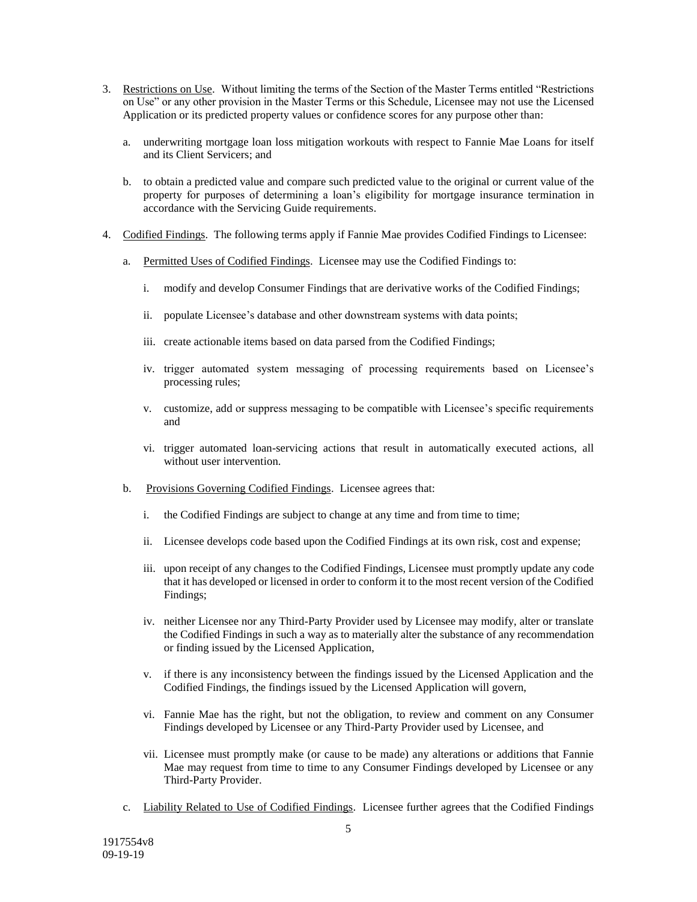3. Restrictions on Use. Without limiting the terms of the Section of the Master Terms entitled "Restrictions on Use" or any other provision in the Master Terms or this Schedule, Licensee may not use the Licensed Application or its predicted property values or confidence scores for any purpose other than:

   a. underwriting mortgage loan loss mitigation workouts with respect to Fannie Mae Loans for itself and its Client Servicers; and

   b. to obtain a predicted value and compare such predicted value to the original or current value of the property for purposes of determining a loan's eligibility for mortgage insurance termination in accordance with the Servicing Guide requirements.

4. Codified Findings. The following terms apply if Fannie Mae provides Codified Findings to Licensee:

   a. Permitted Uses of Codified Findings. Licensee may use the Codified Findings to:

      i. modify and develop Consumer Findings that are derivative works of the Codified Findings;

      ii. populate Licensee's database and other downstream systems with data points;

      iii. create actionable items based on data parsed from the Codified Findings;

      iv. trigger automated system messaging of processing requirements based on Licensee's processing rules;

      v. customize, add or suppress messaging to be compatible with Licensee's specific requirements and

      vi. trigger automated loan-servicing actions that result in automatically executed actions, all without user intervention.

   b. Provisions Governing Codified Findings. Licensee agrees that:

      i. the Codified Findings are subject to change at any time and from time to time;

      ii. Licensee develops code based upon the Codified Findings at its own risk, cost and expense;

      iii. upon receipt of any changes to the Codified Findings, Licensee must promptly update any code that it has developed or licensed in order to conform it to the most recent version of the Codified Findings;

      iv. neither Licensee nor any Third-Party Provider used by Licensee may modify, alter or translate the Codified Findings in such a way as to materially alter the substance of any recommendation or finding issued by the Licensed Application,

      v. if there is any inconsistency between the findings issued by the Licensed Application and the Codified Findings, the findings issued by the Licensed Application will govern,

      vi. Fannie Mae has the right, but not the obligation, to review and comment on any Consumer Findings developed by Licensee or any Third-Party Provider used by Licensee, and

      vii. Licensee must promptly make (or cause to be made) any alterations or additions that Fannie Mae may request from time to time to any Consumer Findings developed by Licensee or any Third-Party Provider.

   c. Liability Related to Use of Codified Findings. Licensee further agrees that the Codified Findings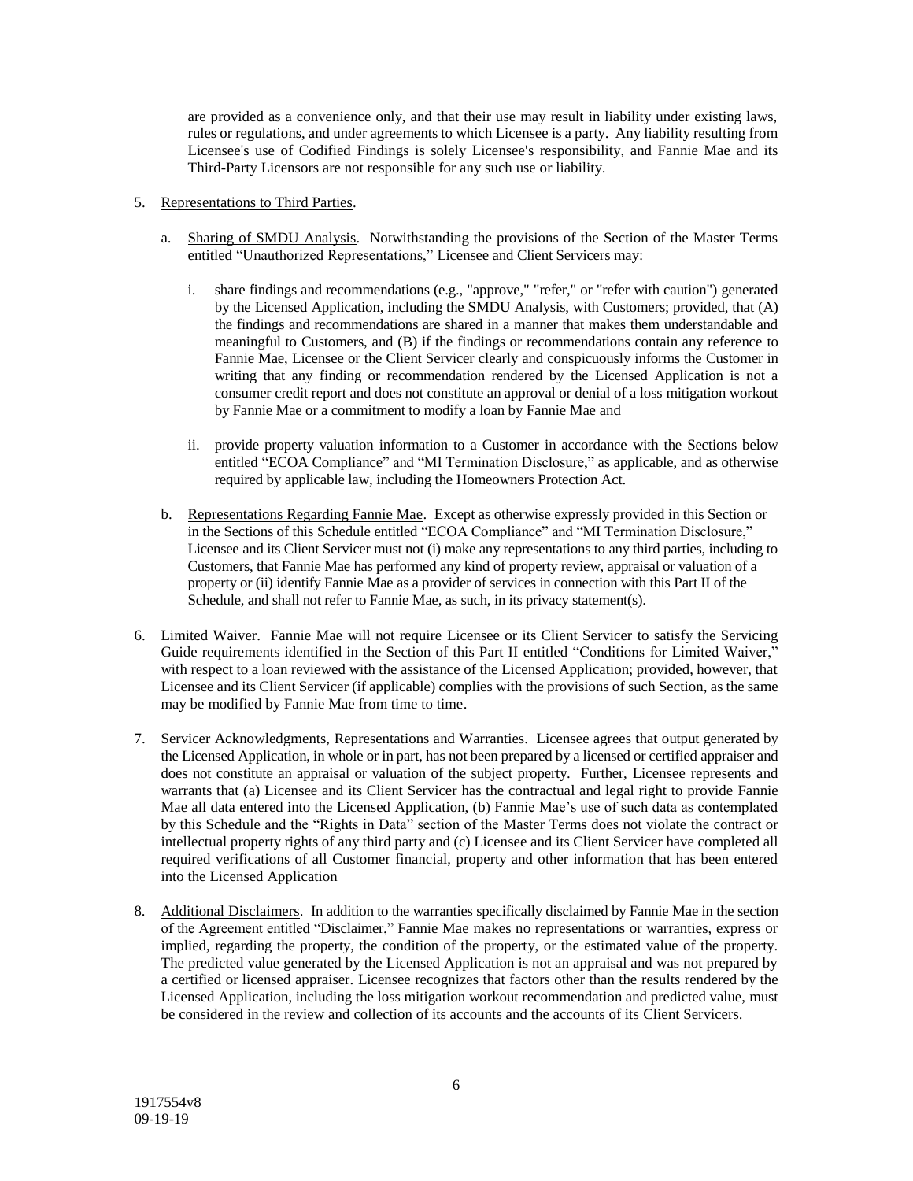are provided as a convenience only, and that their use may result in liability under existing laws, rules or regulations, and under agreements to which Licensee is a party. Any liability resulting from Licensee's use of Codified Findings is solely Licensee's responsibility, and Fannie Mae and its Third-Party Licensors are not responsible for any such use or liability.

5. Representations to Third Parties.

   a. Sharing of SMDU Analysis. Notwithstanding the provisions of the Section of the Master Terms entitled "Unauthorized Representations," Licensee and Client Servicers may:

      i. share findings and recommendations (e.g., "approve," "refer," or "refer with caution") generated by the Licensed Application, including the SMDU Analysis, with Customers; provided, that (A) the findings and recommendations are shared in a manner that makes them understandable and meaningful to Customers, and (B) if the findings or recommendations contain any reference to Fannie Mae, Licensee or the Client Servicer clearly and conspicuously informs the Customer in writing that any finding or recommendation rendered by the Licensed Application is not a consumer credit report and does not constitute an approval or denial of a loss mitigation workout by Fannie Mae or a commitment to modify a loan by Fannie Mae and

      ii. provide property valuation information to a Customer in accordance with the Sections below entitled "ECOA Compliance" and "MI Termination Disclosure," as applicable, and as otherwise required by applicable law, including the Homeowners Protection Act.

   b. Representations Regarding Fannie Mae. Except as otherwise expressly provided in this Section or in the Sections of this Schedule entitled "ECOA Compliance" and "MI Termination Disclosure," Licensee and its Client Servicer must not (i) make any representations to any third parties, including to Customers, that Fannie Mae has performed any kind of property review, appraisal or valuation of a property or (ii) identify Fannie Mae as a provider of services in connection with this Part II of the Schedule, and shall not refer to Fannie Mae, as such, in its privacy statement(s).

6. Limited Waiver. Fannie Mae will not require Licensee or its Client Servicer to satisfy the Servicing Guide requirements identified in the Section of this Part II entitled "Conditions for Limited Waiver," with respect to a loan reviewed with the assistance of the Licensed Application; provided, however, that Licensee and its Client Servicer (if applicable) complies with the provisions of such Section, as the same may be modified by Fannie Mae from time to time.

7. Servicer Acknowledgments, Representations and Warranties. Licensee agrees that output generated by the Licensed Application, in whole or in part, has not been prepared by a licensed or certified appraiser and does not constitute an appraisal or valuation of the subject property. Further, Licensee represents and warrants that (a) Licensee and its Client Servicer has the contractual and legal right to provide Fannie Mae all data entered into the Licensed Application, (b) Fannie Mae's use of such data as contemplated by this Schedule and the "Rights in Data" section of the Master Terms does not violate the contract or intellectual property rights of any third party and (c) Licensee and its Client Servicer have completed all required verifications of all Customer financial, property and other information that has been entered into the Licensed Application

8. Additional Disclaimers. In addition to the warranties specifically disclaimed by Fannie Mae in the section of the Agreement entitled "Disclaimer," Fannie Mae makes no representations or warranties, express or implied, regarding the property, the condition of the property, or the estimated value of the property. The predicted value generated by the Licensed Application is not an appraisal and was not prepared by a certified or licensed appraiser. Licensee recognizes that factors other than the results rendered by the Licensed Application, including the loss mitigation workout recommendation and predicted value, must be considered in the review and collection of its accounts and the accounts of its Client Servicers.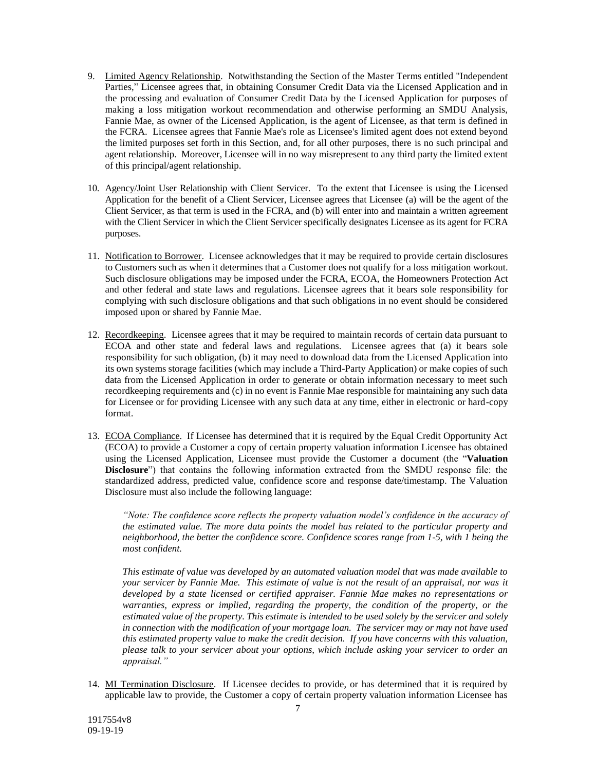9. Limited Agency Relationship. Notwithstanding the Section of the Master Terms entitled "Independent Parties," Licensee agrees that, in obtaining Consumer Credit Data via the Licensed Application and in the processing and evaluation of Consumer Credit Data by the Licensed Application for purposes of making a loss mitigation workout recommendation and otherwise performing an SMDU Analysis, Fannie Mae, as owner of the Licensed Application, is the agent of Licensee, as that term is defined in the FCRA. Licensee agrees that Fannie Mae's role as Licensee's limited agent does not extend beyond the limited purposes set forth in this Section, and, for all other purposes, there is no such principal and agent relationship. Moreover, Licensee will in no way misrepresent to any third party the limited extent of this principal/agent relationship.

10. Agency/Joint User Relationship with Client Servicer. To the extent that Licensee is using the Licensed Application for the benefit of a Client Servicer, Licensee agrees that Licensee (a) will be the agent of the Client Servicer, as that term is used in the FCRA, and (b) will enter into and maintain a written agreement with the Client Servicer in which the Client Servicer specifically designates Licensee as its agent for FCRA purposes.

11. Notification to Borrower. Licensee acknowledges that it may be required to provide certain disclosures to Customers such as when it determines that a Customer does not qualify for a loss mitigation workout. Such disclosure obligations may be imposed under the FCRA, ECOA, the Homeowners Protection Act and other federal and state laws and regulations. Licensee agrees that it bears sole responsibility for complying with such disclosure obligations and that such obligations in no event should be considered imposed upon or shared by Fannie Mae.

12. Recordkeeping. Licensee agrees that it may be required to maintain records of certain data pursuant to ECOA and other state and federal laws and regulations. Licensee agrees that (a) it bears sole responsibility for such obligation, (b) it may need to download data from the Licensed Application into its own systems storage facilities (which may include a Third-Party Application) or make copies of such data from the Licensed Application in order to generate or obtain information necessary to meet such recordkeeping requirements and (c) in no event is Fannie Mae responsible for maintaining any such data for Licensee or for providing Licensee with any such data at any time, either in electronic or hard-copy format.

13. ECOA Compliance. If Licensee has determined that it is required by the Equal Credit Opportunity Act (ECOA) to provide a Customer a copy of certain property valuation information Licensee has obtained using the Licensed Application, Licensee must provide the Customer a document (the "**Valuation Disclosure**") that contains the following information extracted from the SMDU response file: the standardized address, predicted value, confidence score and response date/timestamp. The Valuation Disclosure must also include the following language:

    *"Note: The confidence score reflects the property valuation model's confidence in the accuracy of the estimated value. The more data points the model has related to the particular property and neighborhood, the better the confidence score. Confidence scores range from 1-5, with 1 being the most confident.*

    *This estimate of value was developed by an automated valuation model that was made available to your servicer by Fannie Mae. This estimate of value is not the result of an appraisal, nor was it developed by a state licensed or certified appraiser. Fannie Mae makes no representations or warranties, express or implied, regarding the property, the condition of the property, or the estimated value of the property. This estimate is intended to be used solely by the servicer and solely in connection with the modification of your mortgage loan. The servicer may or may not have used this estimated property value to make the credit decision. If you have concerns with this valuation, please talk to your servicer about your options, which include asking your servicer to order an appraisal."*

14. MI Termination Disclosure. If Licensee decides to provide, or has determined that it is required by applicable law to provide, the Customer a copy of certain property valuation information Licensee has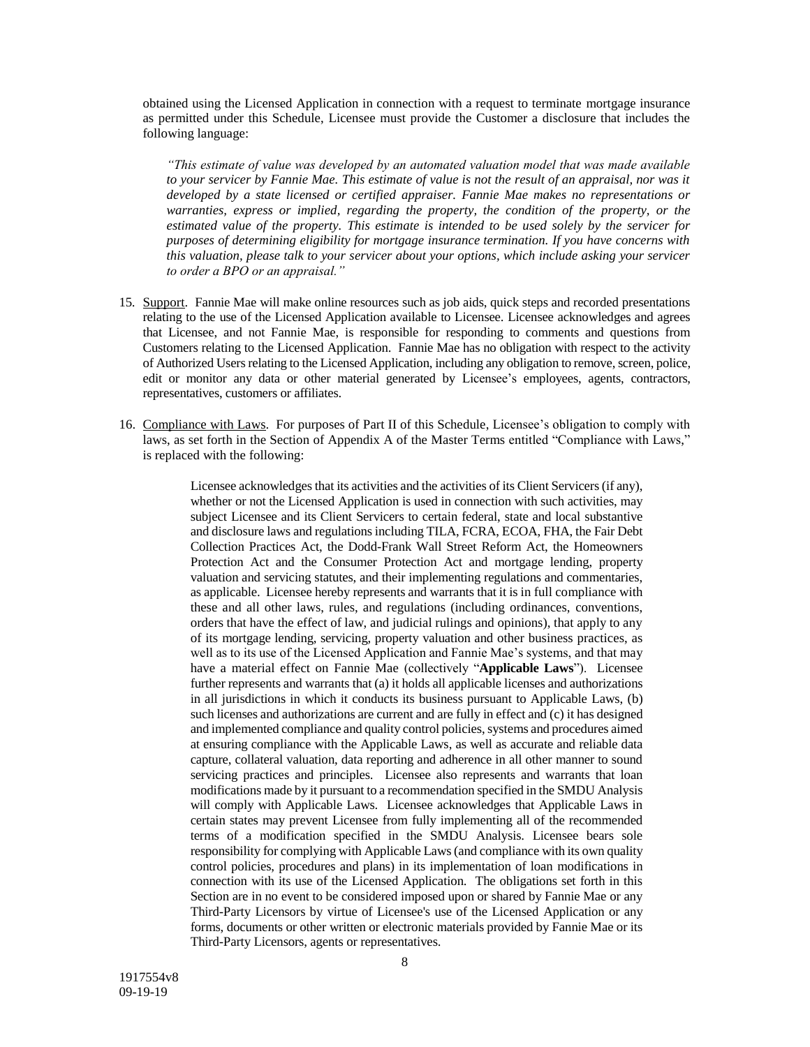obtained using the Licensed Application in connection with a request to terminate mortgage insurance as permitted under this Schedule, Licensee must provide the Customer a disclosure that includes the following language:

> *"This estimate of value was developed by an automated valuation model that was made available to your servicer by Fannie Mae. This estimate of value is not the result of an appraisal, nor was it developed by a state licensed or certified appraiser. Fannie Mae makes no representations or warranties, express or implied, regarding the property, the condition of the property, or the estimated value of the property. This estimate is intended to be used solely by the servicer for purposes of determining eligibility for mortgage insurance termination. If you have concerns with this valuation, please talk to your servicer about your options, which include asking your servicer to order a BPO or an appraisal."*

15. Support. Fannie Mae will make online resources such as job aids, quick steps and recorded presentations relating to the use of the Licensed Application available to Licensee. Licensee acknowledges and agrees that Licensee, and not Fannie Mae, is responsible for responding to comments and questions from Customers relating to the Licensed Application. Fannie Mae has no obligation with respect to the activity of Authorized Users relating to the Licensed Application, including any obligation to remove, screen, police, edit or monitor any data or other material generated by Licensee's employees, agents, contractors, representatives, customers or affiliates.

16. Compliance with Laws. For purposes of Part II of this Schedule, Licensee's obligation to comply with laws, as set forth in the Section of Appendix A of the Master Terms entitled "Compliance with Laws," is replaced with the following:

> Licensee acknowledges that its activities and the activities of its Client Servicers (if any), whether or not the Licensed Application is used in connection with such activities, may subject Licensee and its Client Servicers to certain federal, state and local substantive and disclosure laws and regulations including TILA, FCRA, ECOA, FHA, the Fair Debt Collection Practices Act, the Dodd-Frank Wall Street Reform Act, the Homeowners Protection Act and the Consumer Protection Act and mortgage lending, property valuation and servicing statutes, and their implementing regulations and commentaries, as applicable. Licensee hereby represents and warrants that it is in full compliance with these and all other laws, rules, and regulations (including ordinances, conventions, orders that have the effect of law, and judicial rulings and opinions), that apply to any of its mortgage lending, servicing, property valuation and other business practices, as well as to its use of the Licensed Application and Fannie Mae's systems, and that may have a material effect on Fannie Mae (collectively "**Applicable Laws**"). Licensee further represents and warrants that (a) it holds all applicable licenses and authorizations in all jurisdictions in which it conducts its business pursuant to Applicable Laws, (b) such licenses and authorizations are current and are fully in effect and (c) it has designed and implemented compliance and quality control policies, systems and procedures aimed at ensuring compliance with the Applicable Laws, as well as accurate and reliable data capture, collateral valuation, data reporting and adherence in all other manner to sound servicing practices and principles. Licensee also represents and warrants that loan modifications made by it pursuant to a recommendation specified in the SMDU Analysis will comply with Applicable Laws. Licensee acknowledges that Applicable Laws in certain states may prevent Licensee from fully implementing all of the recommended terms of a modification specified in the SMDU Analysis. Licensee bears sole responsibility for complying with Applicable Laws (and compliance with its own quality control policies, procedures and plans) in its implementation of loan modifications in connection with its use of the Licensed Application. The obligations set forth in this Section are in no event to be considered imposed upon or shared by Fannie Mae or any Third-Party Licensors by virtue of Licensee's use of the Licensed Application or any forms, documents or other written or electronic materials provided by Fannie Mae or its Third-Party Licensors, agents or representatives.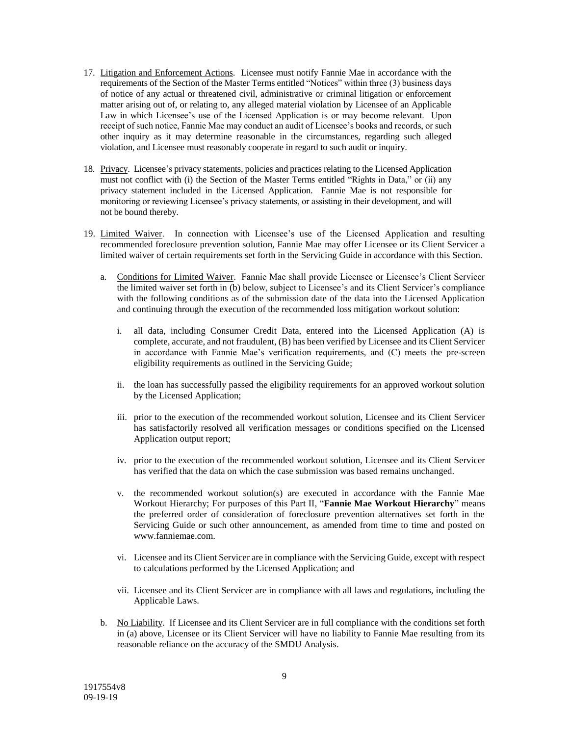17. <u>Litigation and Enforcement Actions</u>. Licensee must notify Fannie Mae in accordance with the requirements of the Section of the Master Terms entitled "Notices" within three (3) business days of notice of any actual or threatened civil, administrative or criminal litigation or enforcement matter arising out of, or relating to, any alleged material violation by Licensee of an Applicable Law in which Licensee's use of the Licensed Application is or may become relevant. Upon receipt of such notice, Fannie Mae may conduct an audit of Licensee's books and records, or such other inquiry as it may determine reasonable in the circumstances, regarding such alleged violation, and Licensee must reasonably cooperate in regard to such audit or inquiry.

18. <u>Privacy</u>. Licensee's privacy statements, policies and practices relating to the Licensed Application must not conflict with (i) the Section of the Master Terms entitled "Rights in Data," or (ii) any privacy statement included in the Licensed Application. Fannie Mae is not responsible for monitoring or reviewing Licensee's privacy statements, or assisting in their development, and will not be bound thereby.

19. <u>Limited Waiver</u>. In connection with Licensee's use of the Licensed Application and resulting recommended foreclosure prevention solution, Fannie Mae may offer Licensee or its Client Servicer a limited waiver of certain requirements set forth in the Servicing Guide in accordance with this Section.

    a. <u>Conditions for Limited Waiver</u>. Fannie Mae shall provide Licensee or Licensee's Client Servicer the limited waiver set forth in (b) below, subject to Licensee's and its Client Servicer's compliance with the following conditions as of the submission date of the data into the Licensed Application and continuing through the execution of the recommended loss mitigation workout solution:

        i. all data, including Consumer Credit Data, entered into the Licensed Application (A) is complete, accurate, and not fraudulent, (B) has been verified by Licensee and its Client Servicer in accordance with Fannie Mae's verification requirements, and (C) meets the pre-screen eligibility requirements as outlined in the Servicing Guide;

        ii. the loan has successfully passed the eligibility requirements for an approved workout solution by the Licensed Application;

        iii. prior to the execution of the recommended workout solution, Licensee and its Client Servicer has satisfactorily resolved all verification messages or conditions specified on the Licensed Application output report;

        iv. prior to the execution of the recommended workout solution, Licensee and its Client Servicer has verified that the data on which the case submission was based remains unchanged.

        v. the recommended workout solution(s) are executed in accordance with the Fannie Mae Workout Hierarchy; For purposes of this Part II, "**Fannie Mae Workout Hierarchy**" means the preferred order of consideration of foreclosure prevention alternatives set forth in the Servicing Guide or such other announcement, as amended from time to time and posted on www.fanniemae.com.

        vi. Licensee and its Client Servicer are in compliance with the Servicing Guide, except with respect to calculations performed by the Licensed Application; and

        vii. Licensee and its Client Servicer are in compliance with all laws and regulations, including the Applicable Laws.

    b. <u>No Liability</u>. If Licensee and its Client Servicer are in full compliance with the conditions set forth in (a) above, Licensee or its Client Servicer will have no liability to Fannie Mae resulting from its reasonable reliance on the accuracy of the SMDU Analysis.

1917554v8
09-19-19